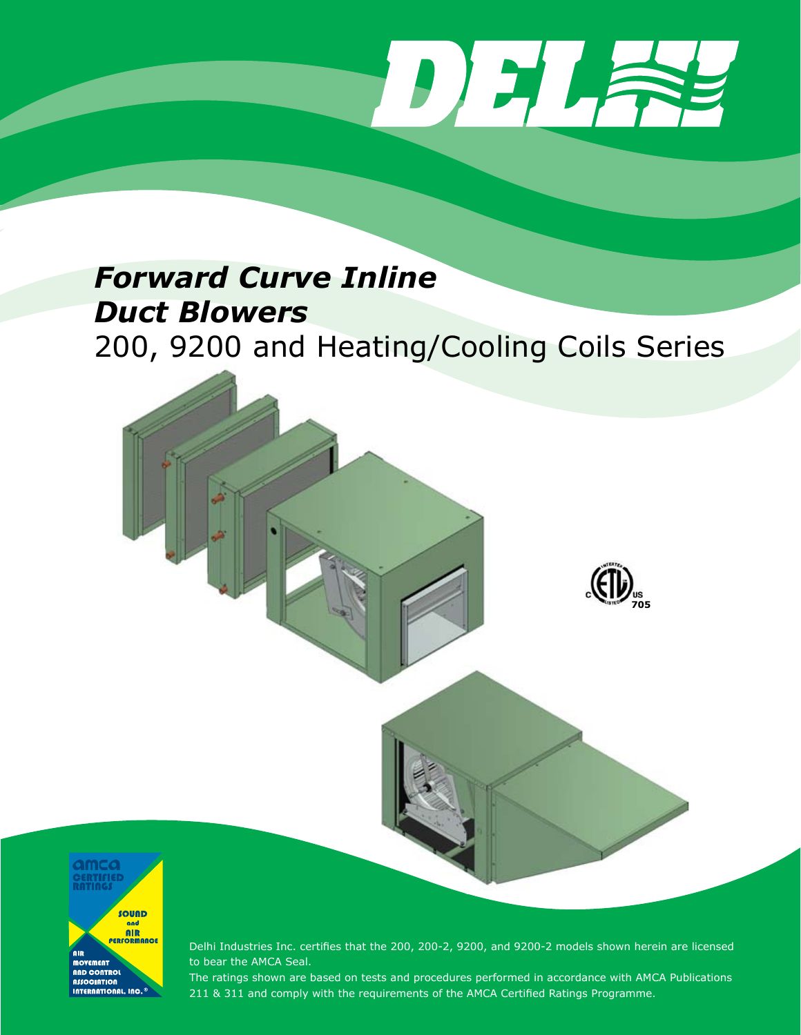# *Forward Curve Inline Duct Blowers*

## 200, 9200 and Heating/Cooling Coils Series

Delhi Industries Inc. certifies that the 200, 200-2, 9200, and 9200-2 models shown herein are licensed to bear the AMCA Seal.

The ratings shown are based on tests and procedures performed in accordance with AMCA Publications 211 & 311 and comply with the requirements of the AMCA Certified Ratings Programme.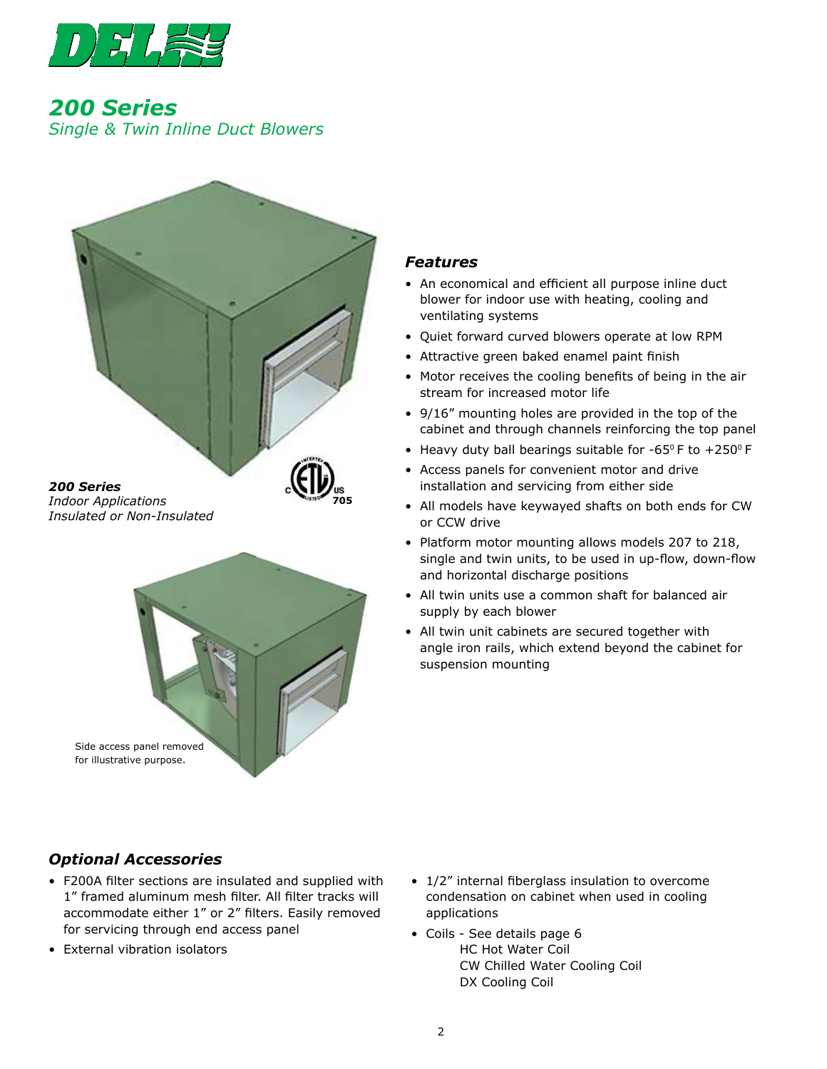# 200 Series

*Single & Twin Inline Duct Blowers*

***200 Series***
*Indoor Applications*
*Insulated or Non-Insulated*

Side access panel removed for illustrative purpose.

### *Features*

- An economical and efficient all purpose inline duct blower for indoor use with heating, cooling and ventilating systems
- Quiet forward curved blowers operate at low RPM
- Attractive green baked enamel paint finish
- Motor receives the cooling benefits of being in the air stream for increased motor life
- 9/16" mounting holes are provided in the top of the cabinet and through channels reinforcing the top panel
- Heavy duty ball bearings suitable for -65° F to +250° F
- Access panels for convenient motor and drive installation and servicing from either side
- All models have keywayed shafts on both ends for CW or CCW drive
- Platform motor mounting allows models 207 to 218, single and twin units, to be used in up-flow, down-flow and horizontal discharge positions
- All twin units use a common shaft for balanced air supply by each blower
- All twin unit cabinets are secured together with angle iron rails, which extend beyond the cabinet for suspension mounting

### *Optional Accessories*

- F200A filter sections are insulated and supplied with 1" framed aluminum mesh filter. All filter tracks will accommodate either 1" or 2" filters. Easily removed for servicing through end access panel
- External vibration isolators
- 1/2" internal fiberglass insulation to overcome condensation on cabinet when used in cooling applications
- Coils - See details page 6
  - HC Hot Water Coil
  - CW Chilled Water Cooling Coil
  - DX Cooling Coil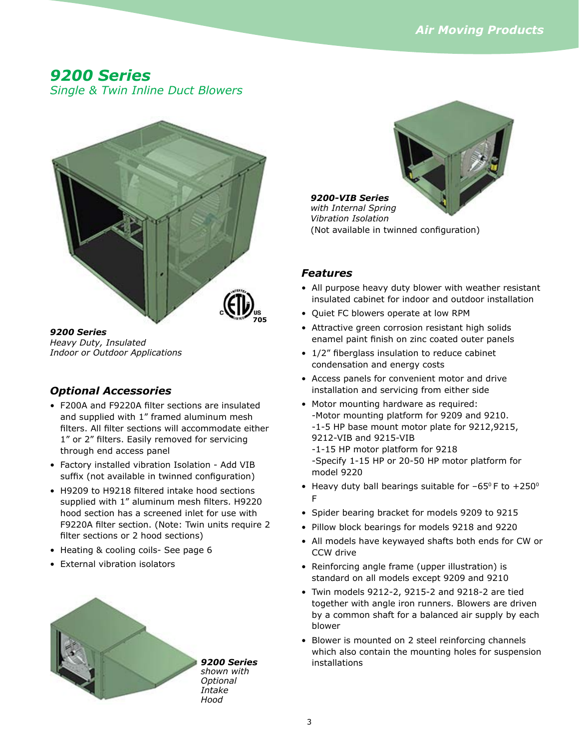# 9200 Series

*Single & Twin Inline Duct Blowers*

***9200 Series***
*Heavy Duty, Insulated*
*Indoor or Outdoor Applications*

***9200-VIB Series***
*with Internal Spring*
*Vibration Isolation*
(Not available in twinned configuration)

## *Optional Accessories*

- F200A and F9220A filter sections are insulated and supplied with 1" framed aluminum mesh filters. All filter sections will accommodate either 1" or 2" filters. Easily removed for servicing through end access panel
- Factory installed vibration Isolation - Add VIB suffix (not available in twinned configuration)
- H9209 to H9218 filtered intake hood sections supplied with 1" aluminum mesh filters. H9220 hood section has a screened inlet for use with F9220A filter section. (Note: Twin units require 2 filter sections or 2 hood sections)
- Heating & cooling coils- See page 6
- External vibration isolators

***9200 Series*** *shown with Optional Intake Hood*

## *Features*

- All purpose heavy duty blower with weather resistant insulated cabinet for indoor and outdoor installation
- Quiet FC blowers operate at low RPM
- Attractive green corrosion resistant high solids enamel paint finish on zinc coated outer panels
- 1/2" fiberglass insulation to reduce cabinet condensation and energy costs
- Access panels for convenient motor and drive installation and servicing from either side
- Motor mounting hardware as required:
  -Motor mounting platform for 9209 and 9210.
  -1-5 HP base mount motor plate for 9212,9215, 9212-VIB and 9215-VIB
  -1-15 HP motor platform for 9218
  -Specify 1-15 HP or 20-50 HP motor platform for model 9220
- Heavy duty ball bearings suitable for $-65^0$ F to $+250^0$ F
- Spider bearing bracket for models 9209 to 9215
- Pillow block bearings for models 9218 and 9220
- All models have keywayed shafts both ends for CW or CCW drive
- Reinforcing angle frame (upper illustration) is standard on all models except 9209 and 9210
- Twin models 9212-2, 9215-2 and 9218-2 are tied together with angle iron runners. Blowers are driven by a common shaft for a balanced air supply by each blower
- Blower is mounted on 2 steel reinforcing channels which also contain the mounting holes for suspension installations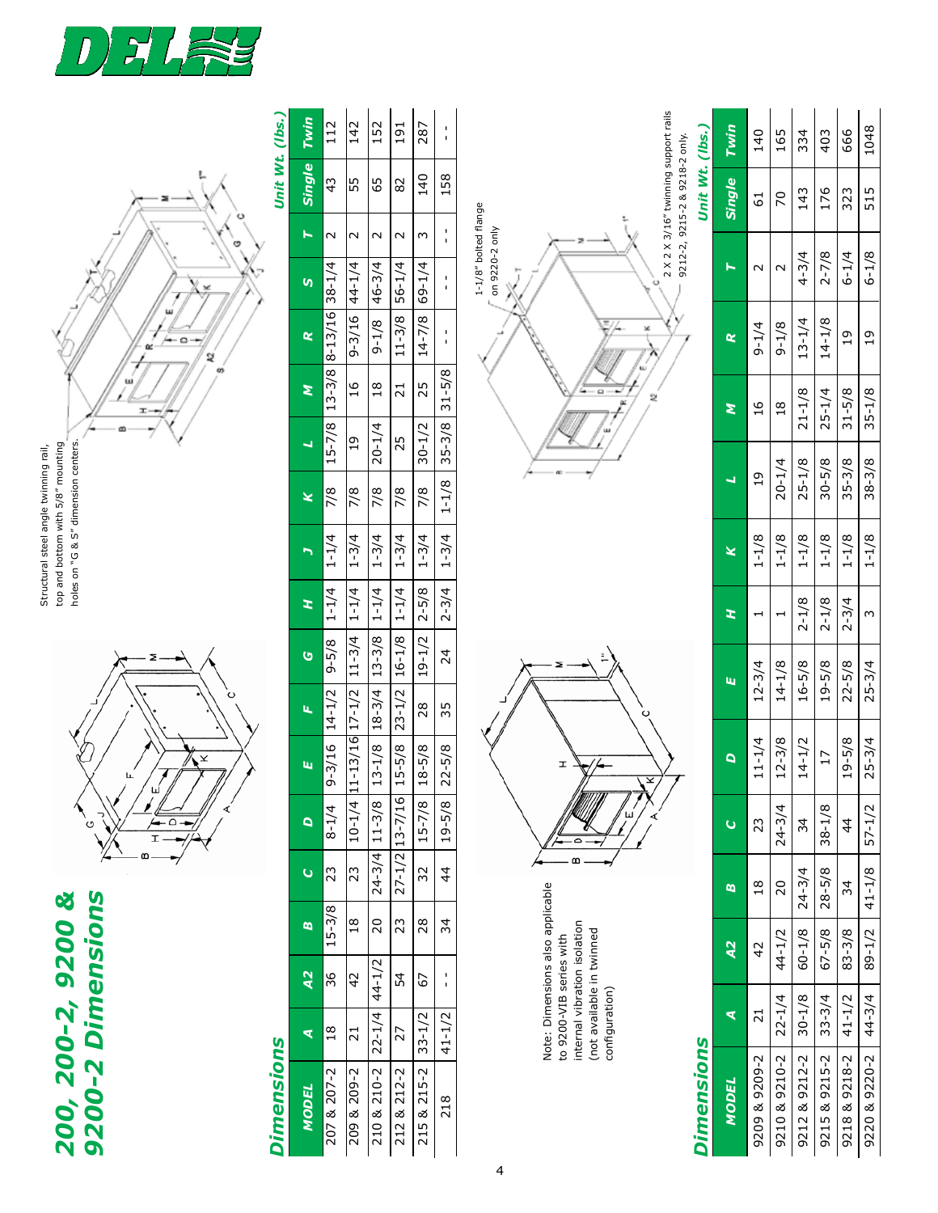# 200, 200-2, 9200 & 9200-2 Dimensions

Structural steel angle twinning rail, top and bottom with 5/8" mounting holes on "G & S" dimension centers.

## Dimensions

| MODEL | A | A2 | B | C | D | E | F | G | H | J | K | L | M | R | S | T | Unit Wt. (lbs.) Single | Twin |
|---|---|---|---|---|---|---|---|---|---|---|---|---|---|---|---|---|---|---|
| 207 & 207-2 | 18 | 36 | 15-3/8 | 23 | 8-1/4 | 9-3/16 | 14-1/2 | 9-5/8 | 1-1/4 | 1-1/4 | 7/8 | 15-7/8 | 13-3/8 | 8-13/16 | 38-1/4 | 2 | 43 | 112 |
| 209 & 209-2 | 21 | 42 | 18 | 23 | 10-1/4 | 11-13/16 | 17-1/2 | 11-3/4 | 1-1/4 | 1-3/4 | 7/8 | 19 | 16 | 9-3/16 | 44-1/4 | 2 | 55 | 142 |
| 210 & 210-2 | 22-1/4 | 44-1/2 | 20 | 24-3/4 | 11-3/8 | 13-1/8 | 18-3/4 | 13-3/8 | 1-1/4 | 1-3/4 | 7/8 | 20-1/4 | 18 | 9-1/8 | 46-3/4 | 2 | 65 | 152 |
| 212 & 212-2 | 27 | 54 | 23 | 27-1/2 | 13-7/16 | 15-5/8 | 23-1/2 | 16-1/8 | 1-1/4 | 1-3/4 | 7/8 | 25 | 21 | 11-3/8 | 56-1/4 | 2 | 82 | 191 |
| 215 & 215-2 | 33-1/2 | 67 | 28 | 32 | 15-7/8 | 18-5/8 | 28 | 19-1/2 | 2-5/8 | 1-3/4 | 7/8 | 30-1/2 | 25 | 14-7/8 | 69-1/4 | 3 | 140 | 287 |
| 218 | 41-1/2 | - - | 34 | 44 | 19-5/8 | 22-5/8 | 35 | 24 | 2-3/4 | 1-3/4 | 1-1/8 | 35-3/8 | 31-5/8 | - - | - - | - - | 158 | - - |

Note: Dimensions also applicable to 9200-VIB series with internal vibration isolation (not available in twinned configuration)

1-1/8" bolted flange on 9220-2 only

2 X 2 X 3/16" twinning support rails 9212-2, 9215-2 & 9218-2 only.

## Dimensions

| MODEL | A | A2 | B | C | D | E | H | K | L | M | R | T | Unit Wt. (lbs.) Single | Twin |
|---|---|---|---|---|---|---|---|---|---|---|---|---|---|---|
| 9209 & 9209-2 | 21 | 42 | 18 | 23 | 11-1/4 | 12-3/4 | 1 | 1-1/8 | 19 | 16 | 9-1/4 | 2 | 61 | 140 |
| 9210 & 9210-2 | 22-1/4 | 44-1/2 | 20 | 24-3/4 | 12-3/8 | 14-1/8 | 1 | 1-1/8 | 20-1/4 | 18 | 9-1/8 | 2 | 70 | 165 |
| 9212 & 9212-2 | 30-1/8 | 60-1/8 | 24-3/4 | 34 | 14-1/2 | 16-5/8 | 2-1/8 | 1-1/8 | 25-1/8 | 21-1/8 | 13-1/4 | 4-3/4 | 143 | 334 |
| 9215 & 9215-2 | 33-3/4 | 67-5/8 | 28-5/8 | 38-1/8 | 17 | 19-5/8 | 2-1/8 | 1-1/8 | 30-5/8 | 25-1/4 | 14-1/8 | 2-7/8 | 176 | 403 |
| 9218 & 9218-2 | 41-1/2 | 83-3/8 | 34 | 44 | 19-5/8 | 22-5/8 | 2-3/4 | 1-1/8 | 35-3/8 | 31-5/8 | 19 | 6-1/4 | 323 | 666 |
| 9220 & 9220-2 | 44-3/4 | 89-1/2 | 41-1/8 | 57-1/2 | 25-3/4 | 25-3/4 | 3 | 1-1/8 | 38-3/8 | 35-1/8 | 19 | 6-1/8 | 515 | 1048 |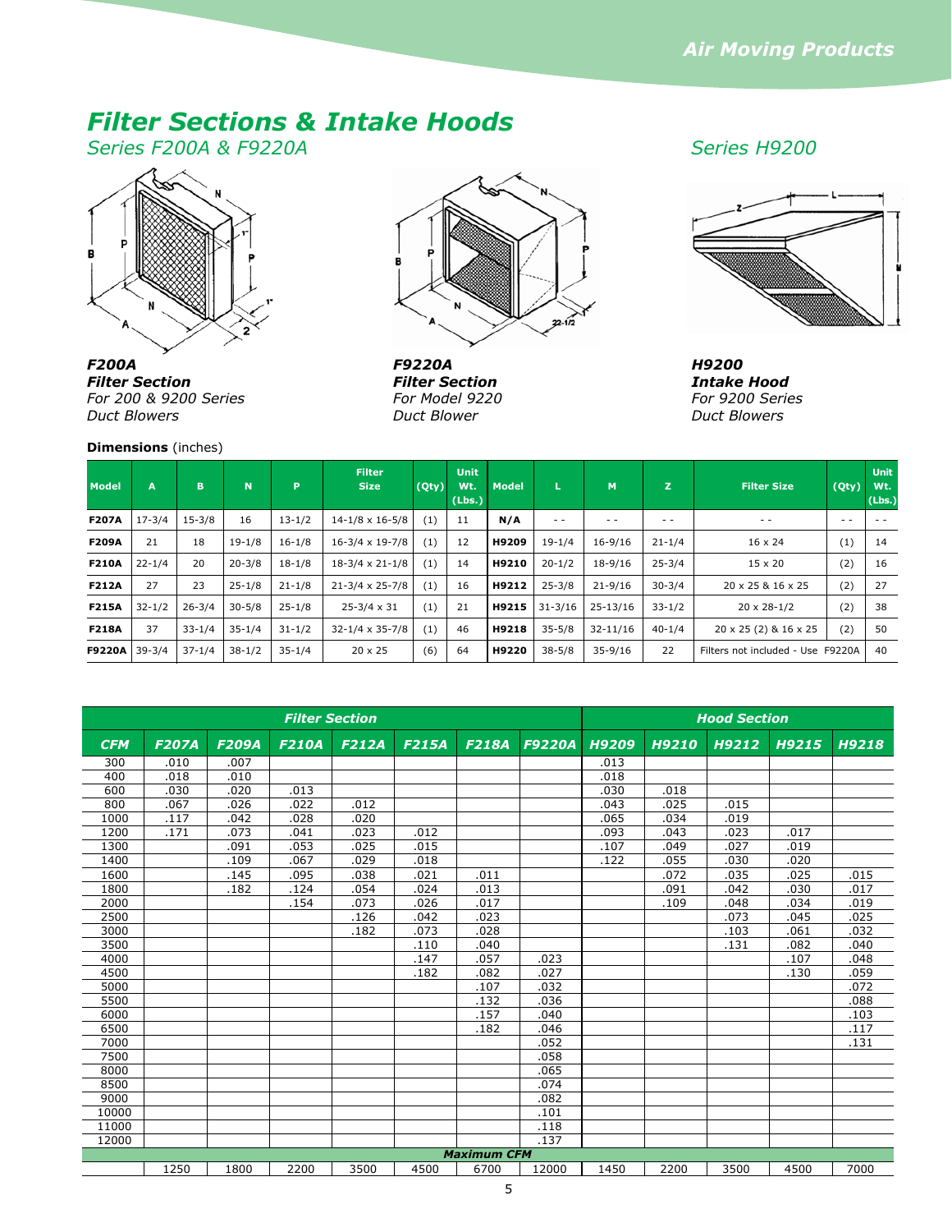# Filter Sections & Intake Hoods

*Series F200A & F9220A*

*Series H9200*

***F200A***
***Filter Section***
*For 200 & 9200 Series Duct Blowers*

***F9220A***
***Filter Section***
*For Model 9220 Duct Blower*

***H9200***
***Intake Hood***
*For 9200 Series Duct Blowers*

**Dimensions** (inches)

| Model | A | B | N | P | Filter Size | (Qty) | Unit Wt. (Lbs.) | Model | L | M | Z | Filter Size | (Qty) | Unit Wt. (Lbs.) |
|---|---|---|---|---|---|---|---|---|---|---|---|---|---|---|
| **F207A** | 17-3/4 | 15-3/8 | 16 | 13-1/2 | 14-1/8 x 16-5/8 | (1) | 11 | **N/A** | - - | - - | - - | - - | - - | - - |
| **F209A** | 21 | 18 | 19-1/8 | 16-1/8 | 16-3/4 x 19-7/8 | (1) | 12 | **H9209** | 19-1/4 | 16-9/16 | 21-1/4 | 16 x 24 | (1) | 14 |
| **F210A** | 22-1/4 | 20 | 20-3/8 | 18-1/8 | 18-3/4 x 21-1/8 | (1) | 14 | **H9210** | 20-1/2 | 18-9/16 | 25-3/4 | 15 x 20 | (2) | 16 |
| **F212A** | 27 | 23 | 25-1/8 | 21-1/8 | 21-3/4 x 25-7/8 | (1) | 16 | **H9212** | 25-3/8 | 21-9/16 | 30-3/4 | 20 x 25 & 16 x 25 | (2) | 27 |
| **F215A** | 32-1/2 | 26-3/4 | 30-5/8 | 25-1/8 | 25-3/4 x 31 | (1) | 21 | **H9215** | 31-3/16 | 25-13/16 | 33-1/2 | 20 x 28-1/2 | (2) | 38 |
| **F218A** | 37 | 33-1/4 | 35-1/4 | 31-1/2 | 32-1/4 x 35-7/8 | (1) | 46 | **H9218** | 35-5/8 | 32-11/16 | 40-1/4 | 20 x 25 (2) & 16 x 25 | (2) | 50 |
| **F9220A** | 39-3/4 | 37-1/4 | 38-1/2 | 35-1/4 | 20 x 25 | (6) | 64 | **H9220** | 38-5/8 | 35-9/16 | 22 | Filters not included - Use F9220A | | 40 |

| | ***Filter Section*** | | | | | | | ***Hood Section*** | | | | |
|---|---|---|---|---|---|---|---|---|---|---|---|---|
| ***CFM*** | ***F207A*** | ***F209A*** | ***F210A*** | ***F212A*** | ***F215A*** | ***F218A*** | ***F9220A*** | ***H9209*** | ***H9210*** | ***H9212*** | ***H9215*** | ***H9218*** |
| 300 | .010 | .007 | | | | | | .013 | | | | |
| 400 | .018 | .010 | | | | | | .018 | | | | |
| 600 | .030 | .020 | .013 | | | | | .030 | .018 | | | |
| 800 | .067 | .026 | .022 | .012 | | | | .043 | .025 | .015 | | |
| 1000 | .117 | .042 | .028 | .020 | | | | .065 | .034 | .019 | | |
| 1200 | .171 | .073 | .041 | .023 | .012 | | | .093 | .043 | .023 | .017 | |
| 1300 | | .091 | .053 | .025 | .015 | | | .107 | .049 | .027 | .019 | |
| 1400 | | .109 | .067 | .029 | .018 | | | .122 | .055 | .030 | .020 | |
| 1600 | | .145 | .095 | .038 | .021 | .011 | | | .072 | .035 | .025 | .015 |
| 1800 | | .182 | .124 | .054 | .024 | .013 | | | .091 | .042 | .030 | .017 |
| 2000 | | | .154 | .073 | .026 | .017 | | | .109 | .048 | .034 | .019 |
| 2500 | | | | .126 | .042 | .023 | | | | .073 | .045 | .025 |
| 3000 | | | | .182 | .073 | .028 | | | | .103 | .061 | .032 |
| 3500 | | | | | .110 | .040 | | | | .131 | .082 | .040 |
| 4000 | | | | | .147 | .057 | .023 | | | | .107 | .048 |
| 4500 | | | | | .182 | .082 | .027 | | | | .130 | .059 |
| 5000 | | | | | | .107 | .032 | | | | | .072 |
| 5500 | | | | | | .132 | .036 | | | | | .088 |
| 6000 | | | | | | .157 | .040 | | | | | .103 |
| 6500 | | | | | | .182 | .046 | | | | | .117 |
| 7000 | | | | | | | .052 | | | | | .131 |
| 7500 | | | | | | | .058 | | | | | |
| 8000 | | | | | | | .065 | | | | | |
| 8500 | | | | | | | .074 | | | | | |
| 9000 | | | | | | | .082 | | | | | |
| 10000 | | | | | | | .101 | | | | | |
| 11000 | | | | | | | .118 | | | | | |
| 12000 | | | | | | | .137 | | | | | |
| ***Maximum CFM*** | | | | | | | | | | | | |
| | 1250 | 1800 | 2200 | 3500 | 4500 | 6700 | 12000 | 1450 | 2200 | 3500 | 4500 | 7000 |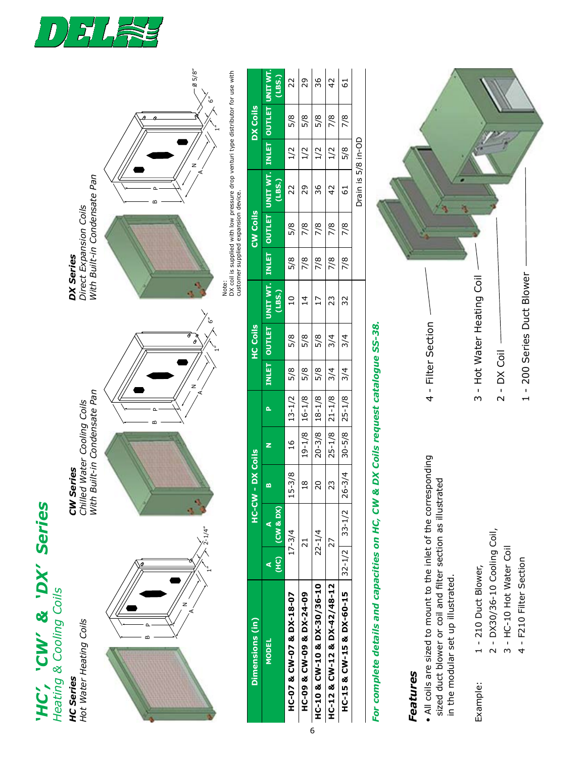# 'HC', 'CW' & 'DX' Series

*Heating & Cooling Coils*

***HC Series***
*Hot Water Heating Coils*

***CW Series***
*Chilled Water Cooling Coils*
*With Built-in Condensate Pan*

***DX Series***
*Direct Expansion Coils*
*With Built-in Condensate Pan*

Note:
DX coil is supplied with low pressure drop venturi type distributor for use with customer supplied expansion device.

| Dimensions (in) | HC-CW - DX Coils | | | | | HC Coils | | | CW Coils | | | DX Coils | | |
|---|---|---|---|---|---|---|---|---|---|---|---|---|---|---|
| MODEL | A (HC) | A (CW & DX) | B | N | P | INLET | OUTLET | UNIT WT. (LBS.) | INLET | OUTLET | UNIT WT. (LBS.) | INLET | OUTLET | UNIT WT. (LBS.) |
| HC-07 & CW-07 & DX-18-07 | 17-3/4 | | 15-3/8 | 16 | 13-1/2 | 5/8 | 5/8 | 10 | 5/8 | 5/8 | 22 | 1/2 | 5/8 | 22 |
| HC-09 & CW-09 & DX-24-09 | 21 | | 18 | 19-1/8 | 16-1/8 | 5/8 | 5/8 | 14 | 7/8 | 7/8 | 29 | 1/2 | 5/8 | 29 |
| HC-10 & CW-10 & DX-30/36-10 | 22-1/4 | | 20 | 20-3/8 | 18-1/8 | 5/8 | 5/8 | 17 | 7/8 | 7/8 | 36 | 1/2 | 5/8 | 36 |
| HC-12 & CW-12 & DX-42/48-12 | 27 | | 23 | 25-1/8 | 21-1/8 | 3/4 | 3/4 | 23 | 7/8 | 7/8 | 42 | 1/2 | 7/8 | 42 |
| HC-15 & CW-15 & DX-60-15 | 32-1/2 | 33-1/2 | 26-3/4 | 30-5/8 | 25-1/8 | 3/4 | 3/4 | 32 | 7/8 | 7/8 | 61 | 5/8 | 7/8 | 61 |

Drain is 5/8 in-OD

***For complete details and capacities on HC, CW & DX Coils request catalogue SS-38.***

## *Features*

- All coils are sized to mount to the inlet of the corresponding sized duct blower or coil and filter section as illustrated in the modular set up illustrated.

Example:
1 - 210 Duct Blower,
2 - DX30/36-10 Cooling Coil,
3 - HC-10 Hot Water Coil
4 - F210 Filter Section

4 - Filter Section
3 - Hot Water Heating Coil
2 - DX Coil
1 - 200 Series Duct Blower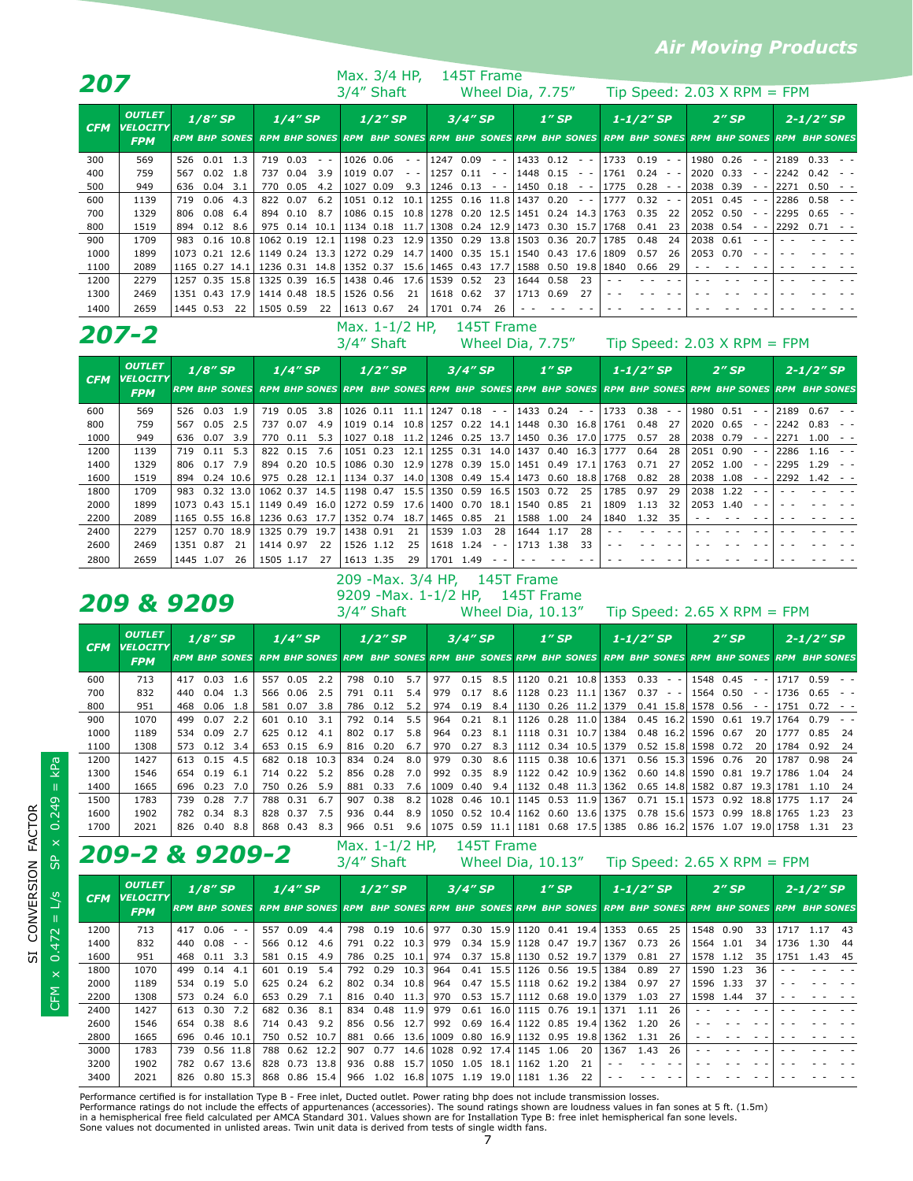Air Moving Products

## 207

Max. 3/4 HP, 145T Frame
3/4" Shaft    Wheel Dia, 7.75"    Tip Speed: 2.03 X RPM = FPM

| CFM | OUTLET VELOCITY FPM | 1/8" SP | | | 1/4" SP | | | 1/2" SP | | | 3/4" SP | | | 1" SP | | | 1-1/2" SP | | | 2" SP | | | 2-1/2" SP | | |
|---|---|---|---|---|---|---|---|---|---|---|---|---|---|---|---|---|---|---|---|---|---|---|---|---|---|
| | | RPM | BHP | SONES | RPM | BHP | SONES | RPM | BHP | SONES | RPM | BHP | SONES | RPM | BHP | SONES | RPM | BHP | SONES | RPM | BHP | SONES | RPM | BHP | SONES |
| 300 | 569 | 526 | 0.01 | 1.3 | 719 | 0.03 | - - | 1026 | 0.06 | - - | 1247 | 0.09 | - - | 1433 | 0.12 | - - | 1733 | 0.19 | - - | 1980 | 0.26 | - - | 2189 | 0.33 | - - |
| 400 | 759 | 567 | 0.02 | 1.8 | 737 | 0.04 | 3.9 | 1019 | 0.07 | - - | 1257 | 0.11 | - - | 1448 | 0.15 | - - | 1761 | 0.24 | - - | 2020 | 0.33 | - - | 2242 | 0.42 | - - |
| 500 | 949 | 636 | 0.04 | 3.1 | 770 | 0.05 | 4.2 | 1027 | 0.09 | 9.3 | 1246 | 0.13 | - - | 1450 | 0.18 | - - | 1775 | 0.28 | - - | 2038 | 0.39 | - - | 2271 | 0.50 | - - |
| 600 | 1139 | 719 | 0.06 | 4.3 | 822 | 0.07 | 6.2 | 1051 | 0.12 | 10.1 | 1255 | 0.16 | 11.8 | 1437 | 0.20 | - - | 1777 | 0.32 | - - | 2051 | 0.45 | - - | 2286 | 0.58 | - - |
| 700 | 1329 | 806 | 0.08 | 6.4 | 894 | 0.10 | 8.7 | 1086 | 0.15 | 10.8 | 1278 | 0.20 | 12.5 | 1451 | 0.24 | 14.3 | 1763 | 0.35 | 22 | 2052 | 0.50 | - - | 2295 | 0.65 | - - |
| 800 | 1519 | 894 | 0.12 | 8.6 | 975 | 0.14 | 10.1 | 1134 | 0.18 | 11.7 | 1308 | 0.24 | 12.9 | 1473 | 0.30 | 15.7 | 1768 | 0.41 | 23 | 2038 | 0.54 | - - | 2292 | 0.71 | - - |
| 900 | 1709 | 983 | 0.16 | 10.8 | 1062 | 0.19 | 12.1 | 1198 | 0.23 | 12.9 | 1350 | 0.29 | 13.8 | 1503 | 0.36 | 20.7 | 1785 | 0.48 | 24 | 2038 | 0.61 | - - | - - | - - | - - |
| 1000 | 1899 | 1073 | 0.21 | 12.6 | 1149 | 0.24 | 13.3 | 1272 | 0.29 | 14.7 | 1400 | 0.35 | 15.1 | 1540 | 0.43 | 17.6 | 1809 | 0.57 | 26 | 2053 | 0.70 | - - | - - | - - | - - |
| 1100 | 2089 | 1165 | 0.27 | 14.1 | 1236 | 0.31 | 14.8 | 1352 | 0.37 | 15.6 | 1465 | 0.43 | 17.7 | 1588 | 0.50 | 19.8 | 1840 | 0.66 | 29 | - - | - - | - - | - - | - - | - - |
| 1200 | 2279 | 1257 | 0.35 | 15.8 | 1325 | 0.39 | 16.5 | 1438 | 0.46 | 17.6 | 1539 | 0.52 | 23 | 1644 | 0.58 | 23 | - - | - - | - - | - - | - - | - - | - - | - - | - - |
| 1300 | 2469 | 1351 | 0.43 | 17.9 | 1414 | 0.48 | 18.5 | 1526 | 0.56 | 21 | 1618 | 0.62 | 37 | 1713 | 0.69 | 27 | - - | - - | - - | - - | - - | - - | - - | - - | - - |
| 1400 | 2659 | 1445 | 0.53 | 22 | 1505 | 0.59 | 22 | 1613 | 0.67 | 24 | 1701 | 0.74 | 26 | - - | - - | - - | - - | - - | - - | - - | - - | - - | - - | - - | - - |

## 207-2

Max. 1-1/2 HP, 145T Frame
3/4" Shaft    Wheel Dia, 7.75"    Tip Speed: 2.03 X RPM = FPM

| CFM | OUTLET VELOCITY FPM | 1/8" SP | | | 1/4" SP | | | 1/2" SP | | | 3/4" SP | | | 1" SP | | | 1-1/2" SP | | | 2" SP | | | 2-1/2" SP | | |
|---|---|---|---|---|---|---|---|---|---|---|---|---|---|---|---|---|---|---|---|---|---|---|---|---|---|
| | | RPM | BHP | SONES | RPM | BHP | SONES | RPM | BHP | SONES | RPM | BHP | SONES | RPM | BHP | SONES | RPM | BHP | SONES | RPM | BHP | SONES | RPM | BHP | SONES |
| 600 | 569 | 526 | 0.03 | 1.9 | 719 | 0.05 | 3.8 | 1026 | 0.11 | 11.1 | 1247 | 0.18 | - - | 1433 | 0.24 | - - | 1733 | 0.38 | - - | 1980 | 0.51 | - - | 2189 | 0.67 | - - |
| 800 | 759 | 567 | 0.05 | 2.5 | 737 | 0.07 | 4.9 | 1019 | 0.14 | 10.8 | 1257 | 0.22 | 14.1 | 1448 | 0.30 | 16.8 | 1761 | 0.48 | 27 | 2020 | 0.65 | - - | 2242 | 0.83 | - - |
| 1000 | 949 | 636 | 0.07 | 3.9 | 770 | 0.11 | 5.3 | 1027 | 0.18 | 11.2 | 1246 | 0.25 | 13.7 | 1450 | 0.36 | 17.0 | 1775 | 0.57 | 28 | 2038 | 0.79 | - - | 2271 | 1.00 | - - |
| 1200 | 1139 | 719 | 0.11 | 5.3 | 822 | 0.15 | 7.6 | 1051 | 0.23 | 12.1 | 1255 | 0.31 | 14.0 | 1437 | 0.40 | 16.3 | 1777 | 0.64 | 28 | 2051 | 0.90 | - - | 2286 | 1.16 | - - |
| 1400 | 1329 | 806 | 0.17 | 7.9 | 894 | 0.20 | 10.5 | 1086 | 0.30 | 12.9 | 1278 | 0.39 | 15.0 | 1451 | 0.49 | 17.1 | 1763 | 0.71 | 27 | 2052 | 1.00 | - - | 2295 | 1.29 | - - |
| 1600 | 1519 | 894 | 0.24 | 10.6 | 975 | 0.28 | 12.1 | 1134 | 0.37 | 14.0 | 1308 | 0.49 | 15.4 | 1473 | 0.60 | 18.8 | 1768 | 0.82 | 28 | 2038 | 1.08 | - - | 2292 | 1.42 | - - |
| 1800 | 1709 | 983 | 0.32 | 13.0 | 1062 | 0.37 | 14.5 | 1198 | 0.47 | 15.5 | 1350 | 0.59 | 16.5 | 1503 | 0.72 | 25 | 1785 | 0.97 | 29 | 2038 | 1.22 | - - | - - | - - | - - |
| 2000 | 1899 | 1073 | 0.43 | 15.1 | 1149 | 0.49 | 16.0 | 1272 | 0.59 | 17.6 | 1400 | 0.70 | 18.1 | 1540 | 0.85 | 21 | 1809 | 1.13 | 32 | 2053 | 1.40 | - - | - - | - - | - - |
| 2200 | 2089 | 1165 | 0.55 | 16.8 | 1236 | 0.63 | 17.7 | 1352 | 0.74 | 18.7 | 1465 | 0.85 | 21 | 1588 | 1.00 | 24 | 1840 | 1.32 | 35 | - - | - - | - - | - - | - - | - - |
| 2400 | 2279 | 1257 | 0.70 | 18.9 | 1325 | 0.79 | 19.7 | 1438 | 0.91 | 21 | 1539 | 1.03 | 28 | 1644 | 1.17 | 28 | - - | - - | - - | - - | - - | - - | - - | - - | - - |
| 2600 | 2469 | 1351 | 0.87 | 21 | 1414 | 0.97 | 22 | 1526 | 1.12 | 25 | 1618 | 1.24 | - - | 1713 | 1.38 | 33 | - - | - - | - - | - - | - - | - - | - - | - - | - - |
| 2800 | 2659 | 1445 | 1.07 | 26 | 1505 | 1.17 | 27 | 1613 | 1.35 | 29 | 1701 | 1.49 | - - | - - | - - | - - | - - | - - | - - | - - | - - | - - | - - | - - | - - |

## 209 & 9209

209 -Max. 3/4 HP, 145T Frame
9209 -Max. 1-1/2 HP, 145T Frame
3/4" Shaft    Wheel Dia, 10.13"    Tip Speed: 2.65 X RPM = FPM

| CFM | OUTLET VELOCITY FPM | 1/8" SP | | | 1/4" SP | | | 1/2" SP | | | 3/4" SP | | | 1" SP | | | 1-1/2" SP | | | 2" SP | | | 2-1/2" SP | | |
|---|---|---|---|---|---|---|---|---|---|---|---|---|---|---|---|---|---|---|---|---|---|---|---|---|---|
| | | RPM | BHP | SONES | RPM | BHP | SONES | RPM | BHP | SONES | RPM | BHP | SONES | RPM | BHP | SONES | RPM | BHP | SONES | RPM | BHP | SONES | RPM | BHP | SONES |
| 600 | 713 | 417 | 0.03 | 1.6 | 557 | 0.05 | 2.2 | 798 | 0.10 | 5.7 | 977 | 0.15 | 8.5 | 1120 | 0.21 | 10.8 | 1353 | 0.33 | - - | 1548 | 0.45 | - - | 1717 | 0.59 | - - |
| 700 | 832 | 440 | 0.04 | 1.3 | 566 | 0.06 | 2.5 | 791 | 0.11 | 5.4 | 979 | 0.17 | 8.6 | 1128 | 0.23 | 11.1 | 1367 | 0.37 | - - | 1564 | 0.50 | - - | 1736 | 0.65 | - - |
| 800 | 951 | 468 | 0.06 | 1.8 | 581 | 0.07 | 3.8 | 786 | 0.12 | 5.2 | 974 | 0.19 | 8.4 | 1130 | 0.26 | 11.2 | 1379 | 0.41 | 15.8 | 1578 | 0.56 | - - | 1751 | 0.72 | - - |
| 900 | 1070 | 499 | 0.07 | 2.2 | 601 | 0.10 | 3.1 | 792 | 0.14 | 5.5 | 964 | 0.21 | 8.1 | 1126 | 0.28 | 11.0 | 1384 | 0.45 | 16.2 | 1590 | 0.61 | 19.7 | 1764 | 0.79 | - - |
| 1000 | 1189 | 534 | 0.09 | 2.7 | 625 | 0.12 | 4.1 | 802 | 0.17 | 5.8 | 964 | 0.23 | 8.1 | 1118 | 0.31 | 10.7 | 1384 | 0.48 | 16.2 | 1596 | 0.67 | 20 | 1777 | 0.85 | 24 |
| 1100 | 1308 | 573 | 0.12 | 3.4 | 653 | 0.15 | 6.9 | 816 | 0.20 | 6.7 | 970 | 0.27 | 8.3 | 1112 | 0.34 | 10.5 | 1379 | 0.52 | 15.8 | 1598 | 0.72 | 20 | 1784 | 0.92 | 24 |
| 1200 | 1427 | 613 | 0.15 | 4.5 | 682 | 0.18 | 10.3 | 834 | 0.24 | 8.0 | 979 | 0.30 | 8.6 | 1115 | 0.38 | 10.6 | 1371 | 0.56 | 15.3 | 1596 | 0.76 | 20 | 1787 | 0.98 | 24 |
| 1300 | 1546 | 654 | 0.19 | 6.1 | 714 | 0.22 | 5.2 | 856 | 0.28 | 7.0 | 992 | 0.35 | 8.9 | 1122 | 0.42 | 10.9 | 1362 | 0.60 | 14.8 | 1590 | 0.81 | 19.7 | 1786 | 1.04 | 24 |
| 1400 | 1665 | 696 | 0.23 | 7.0 | 750 | 0.26 | 5.9 | 881 | 0.33 | 7.6 | 1009 | 0.40 | 9.4 | 1132 | 0.48 | 11.3 | 1362 | 0.65 | 14.8 | 1582 | 0.87 | 19.3 | 1781 | 1.10 | 24 |
| 1500 | 1783 | 739 | 0.28 | 7.7 | 788 | 0.31 | 6.7 | 907 | 0.38 | 8.2 | 1028 | 0.46 | 10.1 | 1145 | 0.53 | 11.9 | 1367 | 0.71 | 15.1 | 1573 | 0.92 | 18.8 | 1775 | 1.17 | 24 |
| 1600 | 1902 | 782 | 0.34 | 8.3 | 828 | 0.37 | 7.5 | 936 | 0.44 | 8.9 | 1050 | 0.52 | 10.4 | 1162 | 0.60 | 13.6 | 1375 | 0.78 | 15.6 | 1573 | 0.99 | 18.8 | 1765 | 1.23 | 23 |
| 1700 | 2021 | 826 | 0.40 | 8.8 | 868 | 0.43 | 8.3 | 966 | 0.51 | 9.6 | 1075 | 0.59 | 11.1 | 1181 | 0.68 | 17.5 | 1385 | 0.86 | 16.2 | 1576 | 1.07 | 19.0 | 1758 | 1.31 | 23 |

## 209-2 & 9209-2

Max. 1-1/2 HP, 145T Frame
3/4" Shaft    Wheel Dia, 10.13"    Tip Speed: 2.65 X RPM = FPM

| CFM | OUTLET VELOCITY FPM | 1/8" SP | | | 1/4" SP | | | 1/2" SP | | | 3/4" SP | | | 1" SP | | | 1-1/2" SP | | | 2" SP | | | 2-1/2" SP | | |
|---|---|---|---|---|---|---|---|---|---|---|---|---|---|---|---|---|---|---|---|---|---|---|---|---|---|
| | | RPM | BHP | SONES | RPM | BHP | SONES | RPM | BHP | SONES | RPM | BHP | SONES | RPM | BHP | SONES | RPM | BHP | SONES | RPM | BHP | SONES | RPM | BHP | SONES |
| 1200 | 713 | 417 | 0.06 | - - | 557 | 0.09 | 4.4 | 798 | 0.19 | 10.6 | 977 | 0.30 | 15.9 | 1120 | 0.41 | 19.4 | 1353 | 0.65 | 25 | 1548 | 0.90 | 33 | 1717 | 1.17 | 43 |
| 1400 | 832 | 440 | 0.08 | - - | 566 | 0.12 | 4.6 | 791 | 0.22 | 10.3 | 979 | 0.34 | 15.9 | 1128 | 0.47 | 19.7 | 1367 | 0.73 | 26 | 1564 | 1.01 | 34 | 1736 | 1.30 | 44 |
| 1600 | 951 | 468 | 0.11 | 3.3 | 581 | 0.15 | 4.9 | 786 | 0.25 | 10.1 | 974 | 0.37 | 15.8 | 1130 | 0.52 | 19.7 | 1379 | 0.81 | 27 | 1578 | 1.12 | 35 | 1751 | 1.43 | 45 |
| 1800 | 1070 | 499 | 0.14 | 4.1 | 601 | 0.19 | 5.4 | 792 | 0.29 | 10.3 | 964 | 0.41 | 15.5 | 1126 | 0.56 | 19.5 | 1384 | 0.89 | 27 | 1590 | 1.23 | 36 | - - | - - | - - |
| 2000 | 1189 | 534 | 0.19 | 5.0 | 625 | 0.24 | 6.2 | 802 | 0.34 | 10.8 | 964 | 0.47 | 15.5 | 1118 | 0.62 | 19.2 | 1384 | 0.97 | 27 | 1596 | 1.33 | 37 | - - | - - | - - |
| 2200 | 1308 | 573 | 0.24 | 6.0 | 653 | 0.29 | 7.1 | 816 | 0.40 | 11.3 | 970 | 0.53 | 15.7 | 1112 | 0.68 | 19.0 | 1379 | 1.03 | 27 | 1598 | 1.44 | 37 | - - | - - | - - |
| 2400 | 1427 | 613 | 0.30 | 7.2 | 682 | 0.36 | 8.1 | 834 | 0.48 | 11.9 | 979 | 0.61 | 16.0 | 1115 | 0.76 | 19.1 | 1371 | 1.11 | 26 | - - | - - | - - | - - | - - | - - |
| 2600 | 1546 | 654 | 0.38 | 8.6 | 714 | 0.43 | 9.2 | 856 | 0.56 | 12.7 | 992 | 0.69 | 16.4 | 1122 | 0.85 | 19.4 | 1362 | 1.20 | 26 | - - | - - | - - | - - | - - | - - |
| 2800 | 1665 | 696 | 0.46 | 10.1 | 750 | 0.52 | 10.7 | 881 | 0.66 | 13.6 | 1009 | 0.80 | 16.9 | 1132 | 0.95 | 19.8 | 1362 | 1.31 | 26 | - - | - - | - - | - - | - - | - - |
| 3000 | 1783 | 739 | 0.56 | 11.8 | 788 | 0.62 | 12.2 | 907 | 0.77 | 14.6 | 1028 | 0.92 | 17.4 | 1145 | 1.06 | 20 | 1367 | 1.43 | 26 | - - | - - | - - | - - | - - | - - |
| 3200 | 1902 | 782 | 0.67 | 13.6 | 828 | 0.73 | 13.8 | 936 | 0.88 | 15.7 | 1050 | 1.05 | 18.1 | 1162 | 1.20 | 21 | - - | - - | - - | - - | - - | - - | - - | - - | - - |
| 3400 | 2021 | 826 | 0.80 | 15.3 | 868 | 0.86 | 15.4 | 966 | 1.02 | 16.8 | 1075 | 1.19 | 19.0 | 1181 | 1.36 | 22 | - - | - - | - - | - - | - - | - - | - - | - - | - - |

SI CONVERSION FACTOR
CFM x 0.472 = L/s    SP x 0.249 = kPa

Performance certified is for installation Type B - Free inlet, Ducted outlet. Power rating bhp does not include transmission losses.
Performance ratings do not include the effects of appurtenances (accessories). The sound ratings shown are loudness values in fan sones at 5 ft. (1.5m) in a hemispherical free field calculated per AMCA Standard 301. Values shown are for Installation Type B: free inlet hemispherical fan sone levels.
Sone values not documented in unlisted areas. Twin unit data is derived from tests of single width fans.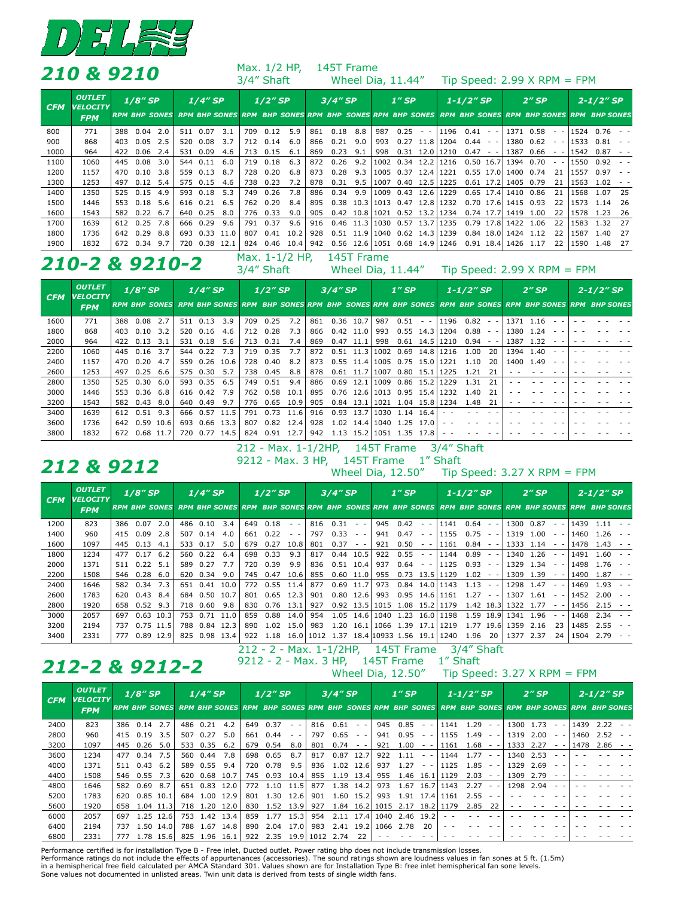# DELHI

## 210 & 9210

Max. 1/2 HP, 145T Frame
3/4" Shaft  Wheel Dia, 11.44"  Tip Speed: 2.99 X RPM = FPM

| CFM | OUTLET VELOCITY FPM | 1/8" SP | | | 1/4" SP | | | 1/2" SP | | | 3/4" SP | | | 1" SP | | | 1-1/2" SP | | | 2" SP | | | 2-1/2" SP | | |
|---|---|---|---|---|---|---|---|---|---|---|---|---|---|---|---|---|---|---|---|---|---|---|---|---|---|
| | | RPM | BHP | SONES | RPM | BHP | SONES | RPM | BHP | SONES | RPM | BHP | SONES | RPM | BHP | SONES | RPM | BHP | SONES | RPM | BHP | SONES | RPM | BHP | SONES |
| 800 | 771 | 388 | 0.04 | 2.0 | 511 | 0.07 | 3.1 | 709 | 0.12 | 5.9 | 861 | 0.18 | 8.8 | 987 | 0.25 | - - | 1196 | 0.41 | - - | 1371 | 0.58 | - - | 1524 | 0.76 | - - |
| 900 | 868 | 403 | 0.05 | 2.5 | 520 | 0.08 | 3.7 | 712 | 0.14 | 6.0 | 866 | 0.21 | 9.0 | 993 | 0.27 | 11.8 | 1204 | 0.44 | - - | 1380 | 0.62 | - - | 1533 | 0.81 | - - |
| 1000 | 964 | 422 | 0.06 | 2.4 | 531 | 0.09 | 4.6 | 713 | 0.15 | 6.1 | 869 | 0.23 | 9.1 | 998 | 0.31 | 12.0 | 1210 | 0.47 | - - | 1387 | 0.66 | - - | 1542 | 0.87 | - - |
| 1100 | 1060 | 445 | 0.08 | 3.0 | 544 | 0.11 | 6.0 | 719 | 0.18 | 6.3 | 872 | 0.26 | 9.2 | 1002 | 0.34 | 12.2 | 1216 | 0.50 | 16.7 | 1394 | 0.70 | - - | 1550 | 0.92 | - - |
| 1200 | 1157 | 470 | 0.10 | 3.8 | 559 | 0.13 | 8.7 | 728 | 0.20 | 6.8 | 873 | 0.28 | 9.3 | 1005 | 0.37 | 12.4 | 1221 | 0.55 | 17.0 | 1400 | 0.74 | 21 | 1557 | 0.97 | - - |
| 1300 | 1253 | 497 | 0.12 | 5.4 | 575 | 0.15 | 4.6 | 738 | 0.23 | 7.2 | 878 | 0.31 | 9.5 | 1007 | 0.40 | 12.5 | 1225 | 0.61 | 17.2 | 1405 | 0.79 | 21 | 1563 | 1.02 | - - |
| 1400 | 1350 | 525 | 0.15 | 4.9 | 593 | 0.18 | 5.3 | 749 | 0.26 | 7.8 | 886 | 0.34 | 9.9 | 1009 | 0.43 | 12.6 | 1229 | 0.65 | 17.4 | 1410 | 0.86 | 21 | 1568 | 1.07 | 25 |
| 1500 | 1446 | 553 | 0.18 | 5.6 | 616 | 0.21 | 6.5 | 762 | 0.29 | 8.4 | 895 | 0.38 | 10.3 | 1013 | 0.47 | 12.8 | 1232 | 0.70 | 17.6 | 1415 | 0.93 | 22 | 1573 | 1.14 | 26 |
| 1600 | 1543 | 582 | 0.22 | 6.7 | 640 | 0.25 | 8.0 | 776 | 0.33 | 9.0 | 905 | 0.42 | 10.8 | 1021 | 0.52 | 13.2 | 1234 | 0.74 | 17.7 | 1419 | 1.00 | 22 | 1578 | 1.23 | 26 |
| 1700 | 1639 | 612 | 0.25 | 7.8 | 666 | 0.29 | 9.6 | 791 | 0.37 | 9.6 | 916 | 0.46 | 11.3 | 1030 | 0.57 | 13.7 | 1235 | 0.79 | 17.8 | 1422 | 1.06 | 22 | 1583 | 1.32 | 27 |
| 1800 | 1736 | 642 | 0.29 | 8.8 | 693 | 0.33 | 11.0 | 807 | 0.41 | 10.2 | 928 | 0.51 | 11.9 | 1040 | 0.62 | 14.3 | 1239 | 0.84 | 18.0 | 1424 | 1.12 | 22 | 1587 | 1.40 | 27 |
| 1900 | 1832 | 672 | 0.34 | 9.7 | 720 | 0.38 | 12.1 | 824 | 0.46 | 10.4 | 942 | 0.56 | 12.6 | 1051 | 0.68 | 14.9 | 1246 | 0.91 | 18.4 | 1426 | 1.17 | 22 | 1590 | 1.48 | 27 |

## 210-2 & 9210-2

Max. 1-1/2 HP, 145T Frame
3/4" Shaft  Wheel Dia, 11.44"  Tip Speed: 2.99 X RPM = FPM

| CFM | OUTLET VELOCITY FPM | 1/8" SP | | | 1/4" SP | | | 1/2" SP | | | 3/4" SP | | | 1" SP | | | 1-1/2" SP | | | 2" SP | | | 2-1/2" SP | | |
|---|---|---|---|---|---|---|---|---|---|---|---|---|---|---|---|---|---|---|---|---|---|---|---|---|---|
| | | RPM | BHP | SONES | RPM | BHP | SONES | RPM | BHP | SONES | RPM | BHP | SONES | RPM | BHP | SONES | RPM | BHP | SONES | RPM | BHP | SONES | RPM | BHP | SONES |
| 1600 | 771 | 388 | 0.08 | 2.7 | 511 | 0.13 | 3.9 | 709 | 0.25 | 7.2 | 861 | 0.36 | 10.7 | 987 | 0.51 | - - | 1196 | 0.82 | - - | 1371 | 1.16 | - - | - - | - - | - - |
| 1800 | 868 | 403 | 0.10 | 3.2 | 520 | 0.16 | 4.6 | 712 | 0.28 | 7.3 | 866 | 0.42 | 11.0 | 993 | 0.55 | 14.3 | 1204 | 0.88 | - - | 1380 | 1.24 | - - | - - | - - | - - |
| 2000 | 964 | 422 | 0.13 | 3.1 | 531 | 0.18 | 5.6 | 713 | 0.31 | 7.4 | 869 | 0.47 | 11.1 | 998 | 0.61 | 14.5 | 1210 | 0.94 | - - | 1387 | 1.32 | - - | - - | - - | - - |
| 2200 | 1060 | 445 | 0.16 | 3.7 | 544 | 0.22 | 7.3 | 719 | 0.35 | 7.7 | 872 | 0.51 | 11.3 | 1002 | 0.69 | 14.8 | 1216 | 1.00 | 20 | 1394 | 1.40 | - - | - - | - - | - - |
| 2400 | 1157 | 470 | 0.20 | 4.7 | 559 | 0.26 | 10.6 | 728 | 0.40 | 8.2 | 873 | 0.55 | 11.4 | 1005 | 0.75 | 15.0 | 1221 | 1.10 | 20 | 1400 | 1.49 | - - | - - | - - | - - |
| 2600 | 1253 | 497 | 0.25 | 6.6 | 575 | 0.30 | 5.7 | 738 | 0.45 | 8.8 | 878 | 0.61 | 11.7 | 1007 | 0.80 | 15.1 | 1225 | 1.21 | 21 | - - | - - | - - | - - | - - | - - |
| 2800 | 1350 | 525 | 0.30 | 6.0 | 593 | 0.35 | 6.5 | 749 | 0.51 | 9.4 | 886 | 0.69 | 12.1 | 1009 | 0.86 | 15.2 | 1229 | 1.31 | 21 | - - | - - | - - | - - | - - | - - |
| 3000 | 1446 | 553 | 0.36 | 6.8 | 616 | 0.42 | 7.9 | 762 | 0.58 | 10.1 | 895 | 0.76 | 12.6 | 1013 | 0.95 | 15.4 | 1232 | 1.40 | 21 | - - | - - | - - | - - | - - | - - |
| 3200 | 1543 | 582 | 0.43 | 8.0 | 640 | 0.49 | 9.7 | 776 | 0.65 | 10.9 | 905 | 0.84 | 13.1 | 1021 | 1.04 | 15.8 | 1234 | 1.48 | 21 | - - | - - | - - | - - | - - | - - |
| 3400 | 1639 | 612 | 0.51 | 9.3 | 666 | 0.57 | 11.5 | 791 | 0.73 | 11.6 | 916 | 0.93 | 13.7 | 1030 | 1.14 | 16.4 | - - | - - | - - | - - | - - | - - | - - | - - | - - |
| 3600 | 1736 | 642 | 0.59 | 10.6 | 693 | 0.66 | 13.3 | 807 | 0.82 | 12.4 | 928 | 1.02 | 14.4 | 1040 | 1.25 | 17.0 | - - | - - | - - | - - | - - | - - | - - | - - | - - |
| 3800 | 1832 | 672 | 0.68 | 11.7 | 720 | 0.77 | 14.5 | 824 | 0.91 | 12.7 | 942 | 1.13 | 15.2 | 1051 | 1.35 | 17.8 | - - | - - | - - | - - | - - | - - | - - | - - | - - |

## 212 & 9212

212 - Max. 1-1/2HP, 145T Frame 3/4" Shaft
9212 - Max. 3 HP, 145T Frame 1" Shaft
Wheel Dia, 12.50"  Tip Speed: 3.27 X RPM = FPM

| CFM | OUTLET VELOCITY FPM | 1/8" SP | | | 1/4" SP | | | 1/2" SP | | | 3/4" SP | | | 1" SP | | | 1-1/2" SP | | | 2" SP | | | 2-1/2" SP | | |
|---|---|---|---|---|---|---|---|---|---|---|---|---|---|---|---|---|---|---|---|---|---|---|---|---|---|
| | | RPM | BHP | SONES | RPM | BHP | SONES | RPM | BHP | SONES | RPM | BHP | SONES | RPM | BHP | SONES | RPM | BHP | SONES | RPM | BHP | SONES | RPM | BHP | SONES |
| 1200 | 823 | 386 | 0.07 | 2.0 | 486 | 0.10 | 3.4 | 649 | 0.18 | - - | 816 | 0.31 | - - | 945 | 0.42 | - - | 1141 | 0.64 | - - | 1300 | 0.87 | - - | 1439 | 1.11 | - - |
| 1400 | 960 | 415 | 0.09 | 2.8 | 507 | 0.14 | 4.0 | 661 | 0.22 | - - | 797 | 0.33 | - - | 941 | 0.47 | - - | 1155 | 0.75 | - - | 1319 | 1.00 | - - | 1460 | 1.26 | - - |
| 1600 | 1097 | 445 | 0.13 | 4.1 | 533 | 0.17 | 5.0 | 679 | 0.27 | 10.8 | 801 | 0.37 | - - | 921 | 0.50 | - - | 1161 | 0.84 | - - | 1333 | 1.14 | - - | 1478 | 1.43 | - - |
| 1800 | 1234 | 477 | 0.17 | 6.2 | 560 | 0.22 | 6.4 | 698 | 0.33 | 9.3 | 817 | 0.44 | 10.5 | 922 | 0.55 | - - | 1144 | 0.89 | - - | 1340 | 1.26 | - - | 1491 | 1.60 | - - |
| 2000 | 1371 | 511 | 0.22 | 5.1 | 589 | 0.27 | 7.7 | 720 | 0.39 | 9.9 | 836 | 0.51 | 10.4 | 937 | 0.64 | - - | 1125 | 0.93 | - - | 1329 | 1.34 | - - | 1498 | 1.76 | - - |
| 2200 | 1508 | 546 | 0.28 | 6.0 | 620 | 0.34 | 9.0 | 745 | 0.47 | 10.6 | 855 | 0.60 | 11.0 | 955 | 0.73 | 13.5 | 1129 | 1.02 | - - | 1309 | 1.39 | - - | 1490 | 1.87 | - - |
| 2400 | 1646 | 582 | 0.34 | 7.3 | 651 | 0.41 | 10.0 | 772 | 0.55 | 11.4 | 877 | 0.69 | 11.7 | 973 | 0.84 | 14.0 | 1143 | 1.13 | - - | 1298 | 1.47 | - - | 1469 | 1.93 | - - |
| 2600 | 1783 | 620 | 0.43 | 8.4 | 684 | 0.50 | 10.7 | 801 | 0.65 | 12.3 | 901 | 0.80 | 12.6 | 993 | 0.95 | 14.6 | 1161 | 1.27 | - - | 1307 | 1.61 | - - | 1452 | 2.00 | - - |
| 2800 | 1920 | 658 | 0.52 | 9.3 | 718 | 0.60 | 9.8 | 830 | 0.76 | 13.1 | 927 | 0.92 | 13.5 | 1015 | 1.08 | 15.2 | 1179 | 1.42 | 18.3 | 1322 | 1.77 | - - | 1456 | 2.15 | - - |
| 3000 | 2057 | 697 | 0.63 | 10.3 | 753 | 0.71 | 11.0 | 859 | 0.88 | 14.0 | 954 | 1.05 | 14.6 | 1040 | 1.23 | 16.0 | 1198 | 1.59 | 18.9 | 1341 | 1.96 | - - | 1468 | 2.34 | - - |
| 3200 | 2194 | 737 | 0.75 | 11.5 | 788 | 0.84 | 12.3 | 890 | 1.02 | 15.0 | 983 | 1.20 | 16.1 | 1066 | 1.39 | 17.1 | 1219 | 1.77 | 19.6 | 1359 | 2.16 | 23 | 1485 | 2.55 | - - |
| 3400 | 2331 | 777 | 0.89 | 12.9 | 825 | 0.98 | 13.4 | 922 | 1.18 | 16.0 | 1012 | 1.37 | 18.4 | 10933 | 1.56 | 19.1 | 1240 | 1.96 | 20 | 1377 | 2.37 | 24 | 1504 | 2.79 | - - |

## 212-2 & 9212-2

212 - 2 - Max. 1-1/2HP, 145T Frame 3/4" Shaft
9212 - 2 - Max. 3 HP, 145T Frame 1" Shaft
Wheel Dia, 12.50"  Tip Speed: 3.27 X RPM = FPM

| CFM | OUTLET VELOCITY FPM | 1/8" SP | | | 1/4" SP | | | 1/2" SP | | | 3/4" SP | | | 1" SP | | | 1-1/2" SP | | | 2" SP | | | 2-1/2" SP | | |
|---|---|---|---|---|---|---|---|---|---|---|---|---|---|---|---|---|---|---|---|---|---|---|---|---|---|
| | | RPM | BHP | SONES | RPM | BHP | SONES | RPM | BHP | SONES | RPM | BHP | SONES | RPM | BHP | SONES | RPM | BHP | SONES | RPM | BHP | SONES | RPM | BHP | SONES |
| 2400 | 823 | 386 | 0.14 | 2.7 | 486 | 0.21 | 4.2 | 649 | 0.37 | - - | 816 | 0.61 | - - | 945 | 0.85 | - - | 1141 | 1.29 | - - | 1300 | 1.73 | - - | 1439 | 2.22 | - - |
| 2800 | 960 | 415 | 0.19 | 3.5 | 507 | 0.27 | 5.0 | 661 | 0.44 | - - | 797 | 0.65 | - - | 941 | 0.95 | - - | 1155 | 1.49 | - - | 1319 | 2.00 | - - | 1460 | 2.52 | - - |
| 3200 | 1097 | 445 | 0.26 | 5.0 | 533 | 0.35 | 6.2 | 679 | 0.54 | 8.0 | 801 | 0.74 | - - | 921 | 1.00 | - - | 1161 | 1.68 | - - | 1333 | 2.27 | - - | 1478 | 2.86 | - - |
| 3600 | 1234 | 477 | 0.34 | 7.5 | 560 | 0.44 | 7.8 | 698 | 0.65 | 8.7 | 817 | 0.87 | 12.7 | 922 | 1.11 | - - | 1144 | 1.77 | - - | 1340 | 2.53 | - - | - - | - - | - - |
| 4000 | 1371 | 511 | 0.43 | 6.2 | 589 | 0.55 | 9.4 | 720 | 0.78 | 9.5 | 836 | 1.02 | 12.6 | 937 | 1.27 | - - | 1125 | 1.85 | - - | 1329 | 2.69 | - - | - - | - - | - - |
| 4400 | 1508 | 546 | 0.55 | 7.3 | 620 | 0.68 | 10.7 | 745 | 0.93 | 10.4 | 855 | 1.19 | 13.4 | 955 | 1.46 | 16.1 | 1129 | 2.03 | - - | 1309 | 2.79 | - - | - - | - - | - - |
| 4800 | 1646 | 582 | 0.69 | 8.7 | 651 | 0.83 | 12.0 | 772 | 1.10 | 11.5 | 877 | 1.38 | 14.2 | 973 | 1.67 | 16.7 | 1143 | 2.27 | - - | 1298 | 2.94 | - - | - - | - - | - - |
| 5200 | 1783 | 620 | 0.85 | 10.1 | 684 | 1.00 | 12.9 | 801 | 1.30 | 12.6 | 901 | 1.60 | 15.2 | 993 | 1.91 | 17.4 | 1161 | 2.55 | - - | - - | - - | - - | - - | - - | - - |
| 5600 | 1920 | 658 | 1.04 | 11.3 | 718 | 1.20 | 12.0 | 830 | 1.52 | 13.9 | 927 | 1.84 | 16.2 | 1015 | 2.17 | 18.2 | 1179 | 2.85 | 22 | - - | - - | - - | - - | - - | - - |
| 6000 | 2057 | 697 | 1.25 | 12.6 | 753 | 1.42 | 13.4 | 859 | 1.77 | 15.3 | 954 | 2.11 | 17.4 | 1040 | 2.46 | 19.2 | - - | - - | - - | - - | - - | - - | - - | - - | - - |
| 6400 | 2194 | 737 | 1.50 | 14.0 | 788 | 1.67 | 14.8 | 890 | 2.04 | 17.0 | 983 | 2.41 | 19.2 | 1066 | 2.78 | 20 | - - | - - | - - | - - | - - | - - | - - | - - | - - |
| 6800 | 2331 | 777 | 1.78 | 15.6 | 825 | 1.96 | 16.1 | 922 | 2.35 | 19.9 | 1012 | 2.74 | 22 | - - | - - | - - | - - | - - | - - | - - | - - | - - | - - | - - | - - |

Performance certified is for installation Type B - Free inlet, Ducted outlet. Power rating bhp does not include transmission losses.
Performance ratings do not include the effects of appurtenances (accessories). The sound ratings shown are loudness values in fan sones at 5 ft. (1.5m) in a hemispherical free field calculated per AMCA Standard 301. Values shown are for Installation Type B: free inlet hemispherical fan sone levels.
Sone values not documented in unlisted areas. Twin unit data is derived from tests of single width fans.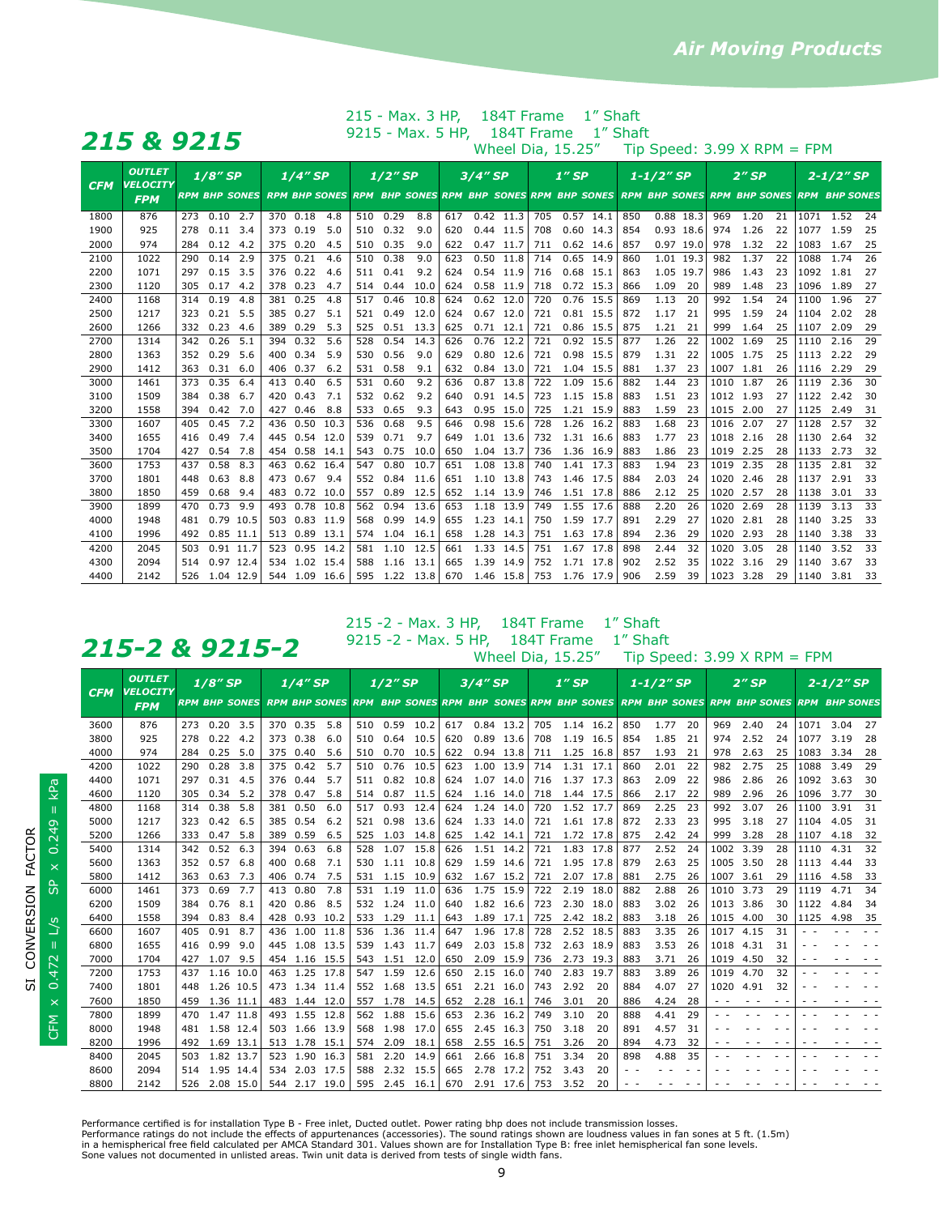# 215 & 9215

215 - Max. 3 HP, 184T Frame 1" Shaft
9215 - Max. 5 HP, 184T Frame 1" Shaft
Wheel Dia, 15.25" Tip Speed: 3.99 X RPM = FPM

| CFM | OUTLET VELOCITY FPM | 1/8" SP | | | 1/4" SP | | | 1/2" SP | | | 3/4" SP | | | 1" SP | | | 1-1/2" SP | | | 2" SP | | | 2-1/2" SP | | |
|---|---|---|---|---|---|---|---|---|---|---|---|---|---|---|---|---|---|---|---|---|---|---|---|---|---|
| | | RPM | BHP | SONES | RPM | BHP | SONES | RPM | BHP | SONES | RPM | BHP | SONES | RPM | BHP | SONES | RPM | BHP | SONES | RPM | BHP | SONES | RPM | BHP | SONES |
| 1800 | 876 | 273 | 0.10 | 2.7 | 370 | 0.18 | 4.8 | 510 | 0.29 | 8.8 | 617 | 0.42 | 11.3 | 705 | 0.57 | 14.1 | 850 | 0.88 | 18.3 | 969 | 1.20 | 21 | 1071 | 1.52 | 24 |
| 1900 | 925 | 278 | 0.11 | 3.4 | 373 | 0.19 | 5.0 | 510 | 0.32 | 9.0 | 620 | 0.44 | 11.5 | 708 | 0.60 | 14.3 | 854 | 0.93 | 18.6 | 974 | 1.26 | 22 | 1077 | 1.59 | 25 |
| 2000 | 974 | 284 | 0.12 | 4.2 | 375 | 0.20 | 4.5 | 510 | 0.35 | 9.0 | 622 | 0.47 | 11.7 | 711 | 0.62 | 14.6 | 857 | 0.97 | 19.0 | 978 | 1.32 | 22 | 1083 | 1.67 | 25 |
| 2100 | 1022 | 290 | 0.14 | 2.9 | 375 | 0.21 | 4.6 | 510 | 0.38 | 9.0 | 623 | 0.50 | 11.8 | 714 | 0.65 | 14.9 | 860 | 1.01 | 19.3 | 982 | 1.37 | 22 | 1088 | 1.74 | 26 |
| 2200 | 1071 | 297 | 0.15 | 3.5 | 376 | 0.22 | 4.6 | 511 | 0.41 | 9.2 | 624 | 0.54 | 11.9 | 716 | 0.68 | 15.1 | 863 | 1.05 | 19.7 | 986 | 1.43 | 23 | 1092 | 1.81 | 27 |
| 2300 | 1120 | 305 | 0.17 | 4.2 | 378 | 0.23 | 4.7 | 514 | 0.44 | 10.0 | 624 | 0.58 | 11.9 | 718 | 0.72 | 15.3 | 866 | 1.09 | 20 | 989 | 1.48 | 23 | 1096 | 1.89 | 27 |
| 2400 | 1168 | 314 | 0.19 | 4.8 | 381 | 0.25 | 4.8 | 517 | 0.46 | 10.8 | 624 | 0.62 | 12.0 | 720 | 0.76 | 15.5 | 869 | 1.13 | 20 | 992 | 1.54 | 24 | 1100 | 1.96 | 27 |
| 2500 | 1217 | 323 | 0.21 | 5.5 | 385 | 0.27 | 5.1 | 521 | 0.49 | 12.0 | 624 | 0.67 | 12.0 | 721 | 0.81 | 15.5 | 872 | 1.17 | 21 | 995 | 1.59 | 24 | 1104 | 2.02 | 28 |
| 2600 | 1266 | 332 | 0.23 | 4.6 | 389 | 0.29 | 5.3 | 525 | 0.51 | 13.3 | 625 | 0.71 | 12.1 | 721 | 0.86 | 15.5 | 875 | 1.21 | 21 | 999 | 1.64 | 25 | 1107 | 2.09 | 29 |
| 2700 | 1314 | 342 | 0.26 | 5.1 | 394 | 0.32 | 5.6 | 528 | 0.54 | 14.3 | 626 | 0.76 | 12.2 | 721 | 0.92 | 15.5 | 877 | 1.26 | 22 | 1002 | 1.69 | 25 | 1110 | 2.16 | 29 |
| 2800 | 1363 | 352 | 0.29 | 5.6 | 400 | 0.34 | 5.9 | 530 | 0.56 | 9.0 | 629 | 0.80 | 12.6 | 721 | 0.98 | 15.5 | 879 | 1.31 | 22 | 1005 | 1.75 | 25 | 1113 | 2.22 | 29 |
| 2900 | 1412 | 363 | 0.31 | 6.0 | 406 | 0.37 | 6.2 | 531 | 0.58 | 9.1 | 632 | 0.84 | 13.0 | 721 | 1.04 | 15.5 | 881 | 1.37 | 23 | 1007 | 1.81 | 26 | 1116 | 2.29 | 29 |
| 3000 | 1461 | 373 | 0.35 | 6.4 | 413 | 0.40 | 6.5 | 531 | 0.60 | 9.2 | 636 | 0.87 | 13.8 | 722 | 1.09 | 15.6 | 882 | 1.44 | 23 | 1010 | 1.87 | 26 | 1119 | 2.36 | 30 |
| 3100 | 1509 | 384 | 0.38 | 6.7 | 420 | 0.43 | 7.1 | 532 | 0.62 | 9.2 | 640 | 0.91 | 14.5 | 723 | 1.15 | 15.8 | 883 | 1.51 | 23 | 1012 | 1.93 | 27 | 1122 | 2.42 | 30 |
| 3200 | 1558 | 394 | 0.42 | 7.0 | 427 | 0.46 | 8.8 | 533 | 0.65 | 9.3 | 643 | 0.95 | 15.0 | 725 | 1.21 | 15.9 | 883 | 1.59 | 23 | 1015 | 2.00 | 27 | 1125 | 2.49 | 31 |
| 3300 | 1607 | 405 | 0.45 | 7.2 | 436 | 0.50 | 10.3 | 536 | 0.68 | 9.5 | 646 | 0.98 | 15.6 | 728 | 1.26 | 16.2 | 883 | 1.68 | 23 | 1016 | 2.07 | 27 | 1128 | 2.57 | 32 |
| 3400 | 1655 | 416 | 0.49 | 7.4 | 445 | 0.54 | 12.0 | 539 | 0.71 | 9.7 | 649 | 1.01 | 13.6 | 732 | 1.31 | 16.6 | 883 | 1.77 | 23 | 1018 | 2.16 | 28 | 1130 | 2.64 | 32 |
| 3500 | 1704 | 427 | 0.54 | 7.8 | 454 | 0.58 | 14.1 | 543 | 0.75 | 10.0 | 650 | 1.04 | 13.7 | 736 | 1.36 | 16.9 | 883 | 1.86 | 23 | 1019 | 2.25 | 28 | 1133 | 2.73 | 32 |
| 3600 | 1753 | 437 | 0.58 | 8.3 | 463 | 0.62 | 16.4 | 547 | 0.80 | 10.7 | 651 | 1.08 | 13.8 | 740 | 1.41 | 17.3 | 883 | 1.94 | 23 | 1019 | 2.35 | 28 | 1135 | 2.81 | 32 |
| 3700 | 1801 | 448 | 0.63 | 8.8 | 473 | 0.67 | 9.4 | 552 | 0.84 | 11.6 | 651 | 1.10 | 13.8 | 743 | 1.46 | 17.5 | 884 | 2.03 | 24 | 1020 | 2.46 | 28 | 1137 | 2.91 | 33 |
| 3800 | 1850 | 459 | 0.68 | 9.4 | 483 | 0.72 | 10.0 | 557 | 0.89 | 12.5 | 652 | 1.14 | 13.9 | 746 | 1.51 | 17.8 | 886 | 2.12 | 25 | 1020 | 2.57 | 28 | 1138 | 3.01 | 33 |
| 3900 | 1899 | 470 | 0.73 | 9.9 | 493 | 0.78 | 10.8 | 562 | 0.94 | 13.6 | 653 | 1.18 | 13.9 | 749 | 1.55 | 17.6 | 888 | 2.20 | 26 | 1020 | 2.69 | 28 | 1139 | 3.13 | 33 |
| 4000 | 1948 | 481 | 0.79 | 10.5 | 503 | 0.83 | 11.9 | 568 | 0.99 | 14.9 | 655 | 1.23 | 14.1 | 750 | 1.59 | 17.7 | 891 | 2.29 | 27 | 1020 | 2.81 | 28 | 1140 | 3.25 | 33 |
| 4100 | 1996 | 492 | 0.85 | 11.1 | 513 | 0.89 | 13.1 | 574 | 1.04 | 16.1 | 658 | 1.28 | 14.3 | 751 | 1.63 | 17.8 | 894 | 2.36 | 29 | 1020 | 2.93 | 28 | 1140 | 3.38 | 33 |
| 4200 | 2045 | 503 | 0.91 | 11.7 | 523 | 0.95 | 14.2 | 581 | 1.10 | 12.5 | 661 | 1.33 | 14.5 | 751 | 1.67 | 17.8 | 898 | 2.44 | 32 | 1020 | 3.05 | 28 | 1140 | 3.52 | 33 |
| 4300 | 2094 | 514 | 0.97 | 12.4 | 534 | 1.02 | 15.4 | 588 | 1.16 | 13.1 | 665 | 1.39 | 14.9 | 752 | 1.71 | 17.8 | 902 | 2.52 | 35 | 1022 | 3.16 | 29 | 1140 | 3.67 | 33 |
| 4400 | 2142 | 526 | 1.04 | 12.9 | 544 | 1.09 | 16.6 | 595 | 1.22 | 13.8 | 670 | 1.46 | 15.8 | 753 | 1.76 | 17.9 | 906 | 2.59 | 39 | 1023 | 3.28 | 29 | 1140 | 3.81 | 33 |

# 215-2 & 9215-2

215 -2 - Max. 3 HP, 184T Frame 1" Shaft
9215 -2 - Max. 5 HP, 184T Frame 1" Shaft
Wheel Dia, 15.25" Tip Speed: 3.99 X RPM = FPM

| CFM | OUTLET VELOCITY FPM | 1/8" SP | | | 1/4" SP | | | 1/2" SP | | | 3/4" SP | | | 1" SP | | | 1-1/2" SP | | | 2" SP | | | 2-1/2" SP | | |
|---|---|---|---|---|---|---|---|---|---|---|---|---|---|---|---|---|---|---|---|---|---|---|---|---|---|
| | | RPM | BHP | SONES | RPM | BHP | SONES | RPM | BHP | SONES | RPM | BHP | SONES | RPM | BHP | SONES | RPM | BHP | SONES | RPM | BHP | SONES | RPM | BHP | SONES |
| 3600 | 876 | 273 | 0.20 | 3.5 | 370 | 0.35 | 5.8 | 510 | 0.59 | 10.2 | 617 | 0.84 | 13.2 | 705 | 1.14 | 16.2 | 850 | 1.77 | 20 | 969 | 2.40 | 24 | 1071 | 3.04 | 27 |
| 3800 | 925 | 278 | 0.22 | 4.2 | 373 | 0.38 | 6.0 | 510 | 0.64 | 10.5 | 620 | 0.89 | 13.6 | 708 | 1.19 | 16.5 | 854 | 1.85 | 21 | 974 | 2.52 | 24 | 1077 | 3.19 | 28 |
| 4000 | 974 | 284 | 0.25 | 5.0 | 375 | 0.40 | 5.6 | 510 | 0.70 | 10.5 | 622 | 0.94 | 13.8 | 711 | 1.25 | 16.8 | 857 | 1.93 | 21 | 978 | 2.63 | 25 | 1083 | 3.34 | 28 |
| 4200 | 1022 | 290 | 0.28 | 3.8 | 375 | 0.42 | 5.7 | 510 | 0.76 | 10.5 | 623 | 1.00 | 13.9 | 714 | 1.31 | 17.1 | 860 | 2.01 | 22 | 982 | 2.75 | 25 | 1088 | 3.49 | 29 |
| 4400 | 1071 | 297 | 0.31 | 4.5 | 376 | 0.44 | 5.7 | 511 | 0.82 | 10.8 | 624 | 1.07 | 14.0 | 716 | 1.37 | 17.3 | 863 | 2.09 | 22 | 986 | 2.86 | 26 | 1092 | 3.63 | 30 |
| 4600 | 1120 | 305 | 0.34 | 5.2 | 378 | 0.47 | 5.8 | 514 | 0.87 | 11.5 | 624 | 1.16 | 14.0 | 718 | 1.44 | 17.5 | 866 | 2.17 | 22 | 989 | 2.96 | 26 | 1096 | 3.77 | 30 |
| 4800 | 1168 | 314 | 0.38 | 5.8 | 381 | 0.50 | 6.0 | 517 | 0.93 | 12.4 | 624 | 1.24 | 14.0 | 720 | 1.52 | 17.7 | 869 | 2.25 | 23 | 992 | 3.07 | 26 | 1100 | 3.91 | 31 |
| 5000 | 1217 | 323 | 0.42 | 6.5 | 385 | 0.54 | 6.2 | 521 | 0.98 | 13.6 | 624 | 1.33 | 14.0 | 721 | 1.61 | 17.8 | 872 | 2.33 | 23 | 995 | 3.18 | 27 | 1104 | 4.05 | 31 |
| 5200 | 1266 | 333 | 0.47 | 5.8 | 389 | 0.59 | 6.5 | 525 | 1.03 | 14.8 | 625 | 1.42 | 14.1 | 721 | 1.72 | 17.8 | 875 | 2.42 | 24 | 999 | 3.28 | 28 | 1107 | 4.18 | 32 |
| 5400 | 1314 | 342 | 0.52 | 6.3 | 394 | 0.63 | 6.8 | 528 | 1.07 | 15.8 | 626 | 1.51 | 14.2 | 721 | 1.83 | 17.8 | 877 | 2.52 | 24 | 1002 | 3.39 | 28 | 1110 | 4.31 | 32 |
| 5600 | 1363 | 352 | 0.57 | 6.8 | 400 | 0.68 | 7.1 | 530 | 1.11 | 10.8 | 629 | 1.59 | 14.6 | 721 | 1.95 | 17.8 | 879 | 2.63 | 25 | 1005 | 3.50 | 28 | 1113 | 4.44 | 33 |
| 5800 | 1412 | 363 | 0.63 | 7.3 | 406 | 0.74 | 7.5 | 531 | 1.15 | 10.9 | 632 | 1.67 | 15.2 | 721 | 2.07 | 17.8 | 881 | 2.75 | 26 | 1007 | 3.61 | 29 | 1116 | 4.58 | 33 |
| 6000 | 1461 | 373 | 0.69 | 7.7 | 413 | 0.80 | 7.8 | 531 | 1.19 | 11.0 | 636 | 1.75 | 15.9 | 722 | 2.19 | 18.0 | 882 | 2.88 | 26 | 1010 | 3.73 | 29 | 1119 | 4.71 | 34 |
| 6200 | 1509 | 384 | 0.76 | 8.1 | 420 | 0.86 | 8.5 | 532 | 1.24 | 11.0 | 640 | 1.82 | 16.6 | 723 | 2.30 | 18.0 | 883 | 3.02 | 26 | 1013 | 3.86 | 30 | 1122 | 4.84 | 34 |
| 6400 | 1558 | 394 | 0.83 | 8.4 | 428 | 0.93 | 10.2 | 533 | 1.29 | 11.1 | 643 | 1.89 | 17.1 | 725 | 2.42 | 18.2 | 883 | 3.18 | 26 | 1015 | 4.00 | 30 | 1125 | 4.98 | 35 |
| 6600 | 1607 | 405 | 0.91 | 8.7 | 436 | 1.00 | 11.8 | 536 | 1.36 | 11.4 | 647 | 1.96 | 17.8 | 728 | 2.52 | 18.5 | 883 | 3.35 | 26 | 1017 | 4.15 | 31 | - - | - - | - - |
| 6800 | 1655 | 416 | 0.99 | 9.0 | 445 | 1.08 | 13.5 | 539 | 1.43 | 11.7 | 649 | 2.03 | 15.8 | 732 | 2.63 | 18.9 | 883 | 3.53 | 26 | 1018 | 4.31 | 31 | - - | - - | - - |
| 7000 | 1704 | 427 | 1.07 | 9.5 | 454 | 1.16 | 15.5 | 543 | 1.51 | 12.0 | 650 | 2.09 | 15.9 | 736 | 2.73 | 19.3 | 883 | 3.71 | 26 | 1019 | 4.50 | 32 | - - | - - | - - |
| 7200 | 1753 | 437 | 1.16 | 10.0 | 463 | 1.25 | 17.8 | 547 | 1.59 | 12.6 | 650 | 2.15 | 16.0 | 740 | 2.83 | 19.7 | 883 | 3.89 | 26 | 1019 | 4.70 | 32 | - - | - - | - - |
| 7400 | 1801 | 448 | 1.26 | 10.5 | 473 | 1.34 | 11.4 | 552 | 1.68 | 13.5 | 651 | 2.21 | 16.0 | 743 | 2.92 | 20 | 884 | 4.07 | 27 | 1020 | 4.91 | 32 | - - | - - | - - |
| 7600 | 1850 | 459 | 1.36 | 11.1 | 483 | 1.44 | 12.0 | 557 | 1.78 | 14.5 | 652 | 2.28 | 16.1 | 746 | 3.01 | 20 | 886 | 4.24 | 28 | - - | - - | - - | - - | - - | - - |
| 7800 | 1899 | 470 | 1.47 | 11.8 | 493 | 1.55 | 12.8 | 562 | 1.88 | 15.6 | 653 | 2.36 | 16.2 | 749 | 3.10 | 20 | 888 | 4.41 | 29 | - - | - - | - - | - - | - - | - - |
| 8000 | 1948 | 481 | 1.58 | 12.4 | 503 | 1.66 | 13.9 | 568 | 1.98 | 17.0 | 655 | 2.45 | 16.3 | 750 | 3.18 | 20 | 891 | 4.57 | 31 | - - | - - | - - | - - | - - | - - |
| 8200 | 1996 | 492 | 1.69 | 13.1 | 513 | 1.78 | 15.1 | 574 | 2.09 | 18.1 | 658 | 2.55 | 16.5 | 751 | 3.26 | 20 | 894 | 4.73 | 32 | - - | - - | - - | - - | - - | - - |
| 8400 | 2045 | 503 | 1.82 | 13.7 | 523 | 1.90 | 16.3 | 581 | 2.20 | 14.9 | 661 | 2.66 | 16.8 | 751 | 3.34 | 20 | 898 | 4.88 | 35 | - - | - - | - - | - - | - - | - - |
| 8600 | 2094 | 514 | 1.95 | 14.4 | 534 | 2.03 | 17.5 | 588 | 2.32 | 15.5 | 665 | 2.78 | 17.2 | 752 | 3.43 | 20 | - - | - - | - - | - - | - - | - - | - - | - - | - - |
| 8800 | 2142 | 526 | 2.08 | 15.0 | 544 | 2.17 | 19.0 | 595 | 2.45 | 16.1 | 670 | 2.91 | 17.6 | 753 | 3.52 | 20 | - - | - - | - - | - - | - - | - - | - - | - - | - - |

SI CONVERSION FACTOR
CFM x 0.472 = L/s SP x 0.249 = kPa

Performance certified is for installation Type B - Free inlet, Ducted outlet. Power rating bhp does not include transmission losses.
Performance ratings do not include the effects of appurtenances (accessories). The sound ratings shown are loudness values in fan sones at 5 ft. (1.5m) in a hemispherical free field calculated per AMCA Standard 301. Values shown are for Installation Type B: free inlet hemispherical fan sone levels.
Sone values not documented in unlisted areas. Twin unit data is derived from tests of single width fans.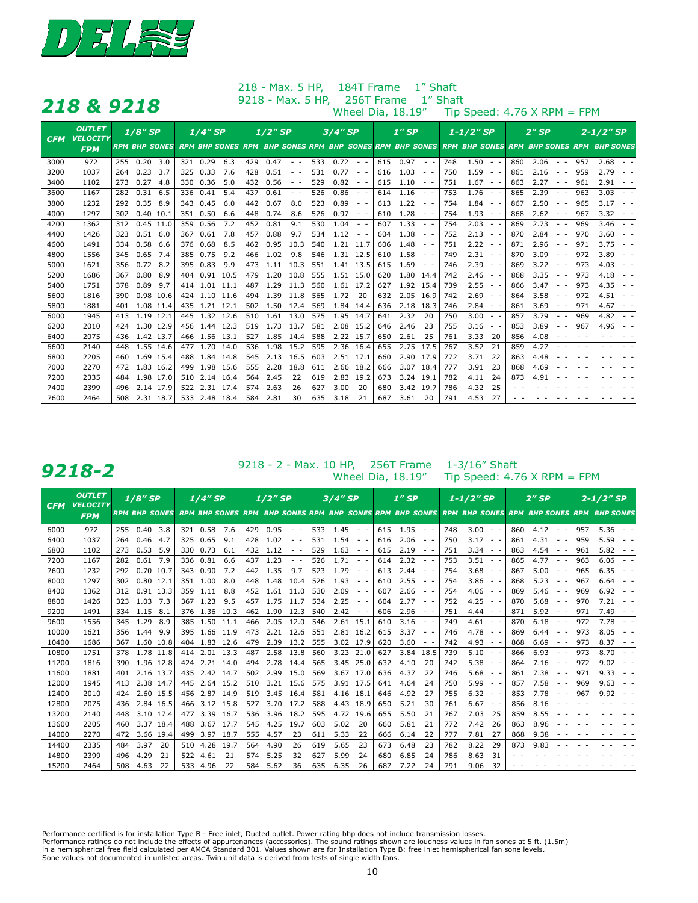# 218 & 9218

218 - Max. 5 HP, 184T Frame 1″ Shaft
9218 - Max. 5 HP, 256T Frame 1″ Shaft
Wheel Dia, 18.19″ Tip Speed: 4.76 X RPM = FPM

| CFM | OUTLET VELOCITY FPM | 1/8″ SP | | | 1/4″ SP | | | 1/2″ SP | | | 3/4″ SP | | | 1″ SP | | | 1-1/2″ SP | | | 2″ SP | | | 2-1/2″ SP | | |
|---|---|---|---|---|---|---|---|---|---|---|---|---|---|---|---|---|---|---|---|---|---|---|---|---|---|
| | | RPM | BHP | SONES | RPM | BHP | SONES | RPM | BHP | SONES | RPM | BHP | SONES | RPM | BHP | SONES | RPM | BHP | SONES | RPM | BHP | SONES | RPM | BHP | SONES |
| 3000 | 972 | 255 | 0.20 | 3.0 | 321 | 0.29 | 6.3 | 429 | 0.47 | - - | 533 | 0.72 | - - | 615 | 0.97 | - - | 748 | 1.50 | - - | 860 | 2.06 | - - | 957 | 2.68 | - - |
| 3200 | 1037 | 264 | 0.23 | 3.7 | 325 | 0.33 | 7.6 | 428 | 0.51 | - - | 531 | 0.77 | - - | 616 | 1.03 | - - | 750 | 1.59 | - - | 861 | 2.16 | - - | 959 | 2.79 | - - |
| 3400 | 1102 | 273 | 0.27 | 4.8 | 330 | 0.36 | 5.0 | 432 | 0.56 | - - | 529 | 0.82 | - - | 615 | 1.10 | - - | 751 | 1.67 | - - | 863 | 2.27 | - - | 961 | 2.91 | - - |
| 3600 | 1167 | 282 | 0.31 | 6.5 | 336 | 0.41 | 5.4 | 437 | 0.61 | - - | 526 | 0.86 | - - | 614 | 1.16 | - - | 753 | 1.76 | - - | 865 | 2.39 | - - | 963 | 3.03 | - - |
| 3800 | 1232 | 292 | 0.35 | 8.9 | 343 | 0.45 | 6.0 | 442 | 0.67 | 8.0 | 523 | 0.89 | - - | 613 | 1.22 | - - | 754 | 1.84 | - - | 867 | 2.50 | - - | 965 | 3.17 | - - |
| 4000 | 1297 | 302 | 0.40 | 10.1 | 351 | 0.50 | 6.6 | 448 | 0.74 | 8.6 | 526 | 0.97 | - - | 610 | 1.28 | - - | 754 | 1.93 | - - | 868 | 2.62 | - - | 967 | 3.32 | - - |
| 4200 | 1362 | 312 | 0.45 | 11.0 | 359 | 0.56 | 7.2 | 452 | 0.81 | 9.1 | 530 | 1.04 | - - | 607 | 1.33 | - - | 754 | 2.03 | - - | 869 | 2.73 | - - | 969 | 3.46 | - - |
| 4400 | 1426 | 323 | 0.51 | 6.0 | 367 | 0.61 | 7.8 | 457 | 0.88 | 9.7 | 534 | 1.12 | - - | 604 | 1.38 | - - | 752 | 2.13 | - - | 870 | 2.84 | - - | 970 | 3.60 | - - |
| 4600 | 1491 | 334 | 0.58 | 6.6 | 376 | 0.68 | 8.5 | 462 | 0.95 | 10.3 | 540 | 1.21 | 11.7 | 606 | 1.48 | - - | 751 | 2.22 | - - | 871 | 2.96 | - - | 971 | 3.75 | - - |
| 4800 | 1556 | 345 | 0.65 | 7.4 | 385 | 0.75 | 9.2 | 466 | 1.02 | 9.8 | 546 | 1.31 | 12.5 | 610 | 1.58 | - - | 749 | 2.31 | - - | 870 | 3.09 | - - | 972 | 3.89 | - - |
| 5000 | 1621 | 356 | 0.72 | 8.2 | 395 | 0.83 | 9.9 | 473 | 1.11 | 10.3 | 551 | 1.41 | 13.5 | 615 | 1.69 | - - | 746 | 2.39 | - - | 869 | 3.22 | - - | 973 | 4.03 | - - |
| 5200 | 1686 | 367 | 0.80 | 8.9 | 404 | 0.91 | 10.5 | 479 | 1.20 | 10.8 | 555 | 1.51 | 15.0 | 620 | 1.80 | 14.4 | 742 | 2.46 | - - | 868 | 3.35 | - - | 973 | 4.18 | - - |
| 5400 | 1751 | 378 | 0.89 | 9.7 | 414 | 1.01 | 11.1 | 487 | 1.29 | 11.3 | 560 | 1.61 | 17.2 | 627 | 1.92 | 15.4 | 739 | 2.55 | - - | 866 | 3.47 | - - | 973 | 4.35 | - - |
| 5600 | 1816 | 390 | 0.98 | 10.6 | 424 | 1.10 | 11.6 | 494 | 1.39 | 11.8 | 565 | 1.72 | 20 | 632 | 2.05 | 16.9 | 742 | 2.69 | - - | 864 | 3.58 | - - | 972 | 4.51 | - - |
| 5800 | 1881 | 401 | 1.08 | 11.4 | 435 | 1.21 | 12.1 | 502 | 1.50 | 12.4 | 569 | 1.84 | 14.4 | 636 | 2.18 | 18.3 | 746 | 2.84 | - - | 861 | 3.69 | - - | 971 | 4.67 | - - |
| 6000 | 1945 | 413 | 1.19 | 12.1 | 445 | 1.32 | 12.6 | 510 | 1.61 | 13.0 | 575 | 1.95 | 14.7 | 641 | 2.32 | 20 | 750 | 3.00 | - - | 857 | 3.79 | - - | 969 | 4.82 | - - |
| 6200 | 2010 | 424 | 1.30 | 12.9 | 456 | 1.44 | 12.3 | 519 | 1.73 | 13.7 | 581 | 2.08 | 15.2 | 646 | 2.46 | 23 | 755 | 3.16 | - - | 853 | 3.89 | - - | 967 | 4.96 | - - |
| 6400 | 2075 | 436 | 1.42 | 13.7 | 466 | 1.56 | 13.1 | 527 | 1.85 | 14.4 | 588 | 2.22 | 15.7 | 650 | 2.61 | 25 | 761 | 3.33 | 20 | 856 | 4.08 | - - | - - | - - | - - |
| 6600 | 2140 | 448 | 1.55 | 14.6 | 477 | 1.70 | 14.0 | 536 | 1.98 | 15.2 | 595 | 2.36 | 16.4 | 655 | 2.75 | 17.5 | 767 | 3.52 | 21 | 859 | 4.27 | - - | - - | - - | - - |
| 6800 | 2205 | 460 | 1.69 | 15.4 | 488 | 1.84 | 14.8 | 545 | 2.13 | 16.5 | 603 | 2.51 | 17.1 | 660 | 2.90 | 17.9 | 772 | 3.71 | 22 | 863 | 4.48 | - - | - - | - - | - - |
| 7000 | 2270 | 472 | 1.83 | 16.2 | 499 | 1.98 | 15.6 | 555 | 2.28 | 18.8 | 611 | 2.66 | 18.2 | 666 | 3.07 | 18.4 | 777 | 3.91 | 23 | 868 | 4.69 | - - | - - | - - | - - |
| 7200 | 2335 | 484 | 1.98 | 17.0 | 510 | 2.14 | 16.4 | 564 | 2.45 | 22 | 619 | 2.83 | 19.2 | 673 | 3.24 | 19.1 | 782 | 4.11 | 24 | 873 | 4.91 | - - | - - | - - | - - |
| 7400 | 2399 | 496 | 2.14 | 17.9 | 522 | 2.31 | 17.4 | 574 | 2.63 | 26 | 627 | 3.00 | 20 | 680 | 3.42 | 19.7 | 786 | 4.32 | 25 | - - | - - | - - | - - | - - | - - |
| 7600 | 2464 | 508 | 2.31 | 18.7 | 533 | 2.48 | 18.4 | 584 | 2.81 | 30 | 635 | 3.18 | 21 | 687 | 3.61 | 20 | 791 | 4.53 | 27 | - - | - - | - - | - - | - - | - - |

# 9218-2

9218 - 2 - Max. 10 HP, 256T Frame 1-3/16″ Shaft
Wheel Dia, 18.19″ Tip Speed: 4.76 X RPM = FPM

| CFM | OUTLET VELOCITY FPM | 1/8″ SP | | | 1/4″ SP | | | 1/2″ SP | | | 3/4″ SP | | | 1″ SP | | | 1-1/2″ SP | | | 2″ SP | | | 2-1/2″ SP | | |
|---|---|---|---|---|---|---|---|---|---|---|---|---|---|---|---|---|---|---|---|---|---|---|---|---|---|
| | | RPM | BHP | SONES | RPM | BHP | SONES | RPM | BHP | SONES | RPM | BHP | SONES | RPM | BHP | SONES | RPM | BHP | SONES | RPM | BHP | SONES | RPM | BHP | SONES |
| 6000 | 972 | 255 | 0.40 | 3.8 | 321 | 0.58 | 7.6 | 429 | 0.95 | - - | 533 | 1.45 | - - | 615 | 1.95 | - - | 748 | 3.00 | - - | 860 | 4.12 | - - | 957 | 5.36 | - - |
| 6400 | 1037 | 264 | 0.46 | 4.7 | 325 | 0.65 | 9.1 | 428 | 1.02 | - - | 531 | 1.54 | - - | 616 | 2.06 | - - | 750 | 3.17 | - - | 861 | 4.31 | - - | 959 | 5.59 | - - |
| 6800 | 1102 | 273 | 0.53 | 5.9 | 330 | 0.73 | 6.1 | 432 | 1.12 | - - | 529 | 1.63 | - - | 615 | 2.19 | - - | 751 | 3.34 | - - | 863 | 4.54 | - - | 961 | 5.82 | - - |
| 7200 | 1167 | 282 | 0.61 | 7.9 | 336 | 0.81 | 6.6 | 437 | 1.23 | - - | 526 | 1.71 | - - | 614 | 2.32 | - - | 753 | 3.51 | - - | 865 | 4.77 | - - | 963 | 6.06 | - - |
| 7600 | 1232 | 292 | 0.70 | 10.7 | 343 | 0.90 | 7.2 | 442 | 1.35 | 9.7 | 523 | 1.79 | - - | 613 | 2.44 | - - | 754 | 3.68 | - - | 867 | 5.00 | - - | 965 | 6.35 | - - |
| 8000 | 1297 | 302 | 0.80 | 12.1 | 351 | 1.00 | 8.0 | 448 | 1.48 | 10.4 | 526 | 1.93 | - - | 610 | 2.55 | - - | 754 | 3.86 | - - | 868 | 5.23 | - - | 967 | 6.64 | - - |
| 8400 | 1362 | 312 | 0.91 | 13.3 | 359 | 1.11 | 8.8 | 452 | 1.61 | 11.0 | 530 | 2.09 | - - | 607 | 2.66 | - - | 754 | 4.06 | - - | 869 | 5.46 | - - | 969 | 6.92 | - - |
| 8800 | 1426 | 323 | 1.03 | 7.3 | 367 | 1.23 | 9.5 | 457 | 1.75 | 11.7 | 534 | 2.25 | - - | 604 | 2.77 | - - | 752 | 4.25 | - - | 870 | 5.68 | - - | 970 | 7.21 | - - |
| 9200 | 1491 | 334 | 1.15 | 8.1 | 376 | 1.36 | 10.3 | 462 | 1.90 | 12.3 | 540 | 2.42 | - - | 606 | 2.96 | - - | 751 | 4.44 | - - | 871 | 5.92 | - - | 971 | 7.49 | - - |
| 9600 | 1556 | 345 | 1.29 | 8.9 | 385 | 1.50 | 11.1 | 466 | 2.05 | 12.0 | 546 | 2.61 | 15.1 | 610 | 3.16 | - - | 749 | 4.61 | - - | 870 | 6.18 | - - | 972 | 7.78 | - - |
| 10000 | 1621 | 356 | 1.44 | 9.9 | 395 | 1.66 | 11.9 | 473 | 2.21 | 12.6 | 551 | 2.81 | 16.2 | 615 | 3.37 | - - | 746 | 4.78 | - - | 869 | 6.44 | - - | 973 | 8.05 | - - |
| 10400 | 1686 | 367 | 1.60 | 10.8 | 404 | 1.83 | 12.6 | 479 | 2.39 | 13.2 | 555 | 3.02 | 17.9 | 620 | 3.60 | - - | 742 | 4.93 | - - | 868 | 6.69 | - - | 973 | 8.37 | - - |
| 10800 | 1751 | 378 | 1.78 | 11.8 | 414 | 2.01 | 13.3 | 487 | 2.58 | 13.8 | 560 | 3.23 | 21.0 | 627 | 3.84 | 18.5 | 739 | 5.10 | - - | 866 | 6.93 | - - | 973 | 8.70 | - - |
| 11200 | 1816 | 390 | 1.96 | 12.8 | 424 | 2.21 | 14.0 | 494 | 2.78 | 14.4 | 565 | 3.45 | 25.0 | 632 | 4.10 | 20 | 742 | 5.38 | - - | 864 | 7.16 | - - | 972 | 9.02 | - - |
| 11600 | 1881 | 401 | 2.16 | 13.7 | 435 | 2.42 | 14.7 | 502 | 2.99 | 15.0 | 569 | 3.67 | 17.0 | 636 | 4.37 | 22 | 746 | 5.68 | - - | 861 | 7.38 | - - | 971 | 9.33 | - - |
| 12000 | 1945 | 413 | 2.38 | 14.7 | 445 | 2.64 | 15.2 | 510 | 3.21 | 15.6 | 575 | 3.91 | 17.5 | 641 | 4.64 | 24 | 750 | 5.99 | - - | 857 | 7.58 | - - | 969 | 9.63 | - - |
| 12400 | 2010 | 424 | 2.60 | 15.5 | 456 | 2.87 | 14.9 | 519 | 3.45 | 16.4 | 581 | 4.16 | 18.1 | 646 | 4.92 | 27 | 755 | 6.32 | - - | 853 | 7.78 | - - | 967 | 9.92 | - - |
| 12800 | 2075 | 436 | 2.84 | 16.5 | 466 | 3.12 | 15.8 | 527 | 3.70 | 17.2 | 588 | 4.43 | 18.9 | 650 | 5.21 | 30 | 761 | 6.67 | - - | 856 | 8.16 | - - | - - | - - | - - |
| 13200 | 2140 | 448 | 3.10 | 17.4 | 477 | 3.39 | 16.7 | 536 | 3.96 | 18.2 | 595 | 4.72 | 19.6 | 655 | 5.50 | 21 | 767 | 7.03 | 25 | 859 | 8.55 | - - | - - | - - | - - |
| 13600 | 2205 | 460 | 3.37 | 18.4 | 488 | 3.67 | 17.7 | 545 | 4.25 | 19.7 | 603 | 5.02 | 20 | 660 | 5.81 | 21 | 772 | 7.42 | 26 | 863 | 8.96 | - - | - - | - - | - - |
| 14000 | 2270 | 472 | 3.66 | 19.4 | 499 | 3.97 | 18.7 | 555 | 4.57 | 23 | 611 | 5.33 | 22 | 666 | 6.14 | 22 | 777 | 7.81 | 27 | 868 | 9.38 | - - | - - | - - | - - |
| 14400 | 2335 | 484 | 3.97 | 20 | 510 | 4.28 | 19.7 | 564 | 4.90 | 26 | 619 | 5.65 | 23 | 673 | 6.48 | 23 | 782 | 8.22 | 29 | 873 | 9.83 | - - | - - | - - | - - |
| 14800 | 2399 | 496 | 4.29 | 21 | 522 | 4.61 | 21 | 574 | 5.25 | 32 | 627 | 5.99 | 24 | 680 | 6.85 | 24 | 786 | 8.63 | 31 | - - | - - | - - | - - | - - | - - |
| 15200 | 2464 | 508 | 4.63 | 22 | 533 | 4.96 | 22 | 584 | 5.62 | 36 | 635 | 6.35 | 26 | 687 | 7.22 | 24 | 791 | 9.06 | 32 | - - | - - | - - | - - | - - | - - |

Performance certified is for installation Type B - Free inlet, Ducted outlet. Power rating bhp does not include transmission losses.
Performance ratings do not include the effects of appurtenances (accessories). The sound ratings shown are loudness values in fan sones at 5 ft. (1.5m) in a hemispherical free field calculated per AMCA Standard 301. Values shown are for Installation Type B: free inlet hemispherical fan sone levels.
Sone values not documented in unlisted areas. Twin unit data is derived from tests of single width fans.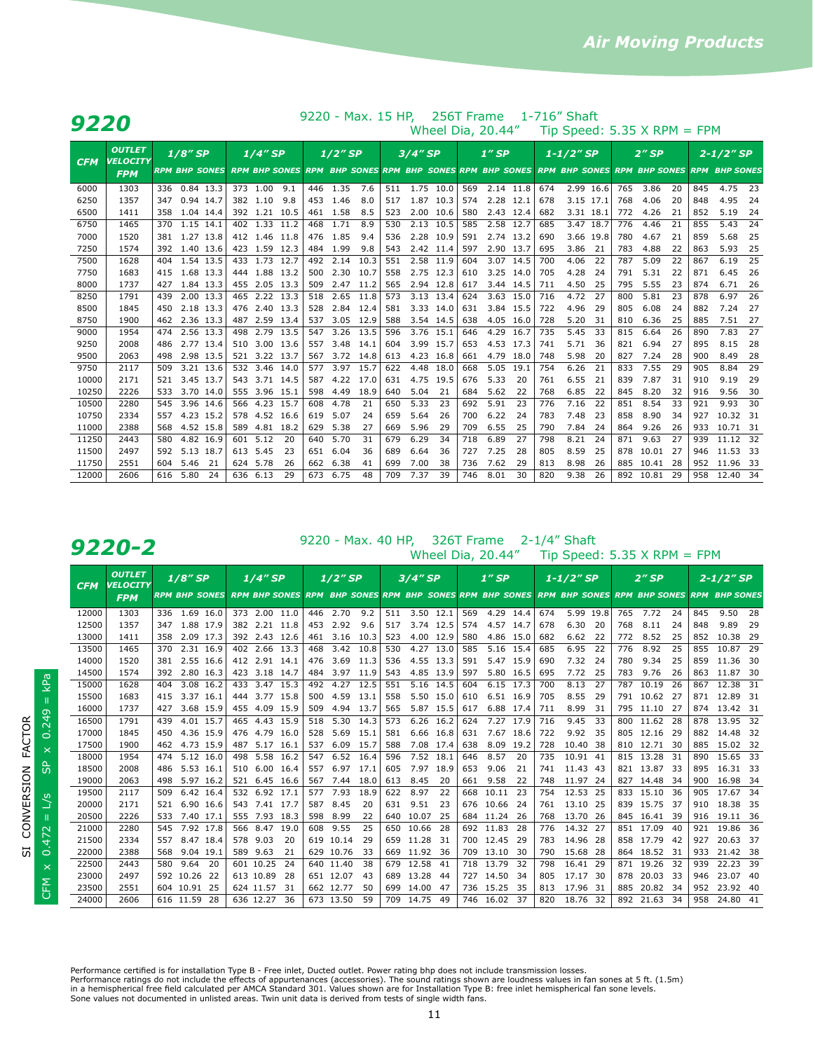## 9220

9220 - Max. 15 HP, 256T Frame 1-716" Shaft
Wheel Dia, 20.44" Tip Speed: 5.35 X RPM = FPM

| CFM | OUTLET VELOCITY FPM | 1/8" SP | | | 1/4" SP | | | 1/2" SP | | | 3/4" SP | | | 1" SP | | | 1-1/2" SP | | | 2" SP | | | 2-1/2" SP | | |
|---|---|---|---|---|---|---|---|---|---|---|---|---|---|---|---|---|---|---|---|---|---|---|---|---|---|
| | | RPM | BHP | SONES | RPM | BHP | SONES | RPM | BHP | SONES | RPM | BHP | SONES | RPM | BHP | SONES | RPM | BHP | SONES | RPM | BHP | SONES | RPM | BHP | SONES |
| 6000 | 1303 | 336 | 0.84 | 13.3 | 373 | 1.00 | 9.1 | 446 | 1.35 | 7.6 | 511 | 1.75 | 10.0 | 569 | 2.14 | 11.8 | 674 | 2.99 | 16.6 | 765 | 3.86 | 20 | 845 | 4.75 | 23 |
| 6250 | 1357 | 347 | 0.94 | 14.7 | 382 | 1.10 | 9.8 | 453 | 1.46 | 8.0 | 517 | 1.87 | 10.3 | 574 | 2.28 | 12.1 | 678 | 3.15 | 17.1 | 768 | 4.06 | 20 | 848 | 4.95 | 24 |
| 6500 | 1411 | 358 | 1.04 | 14.4 | 392 | 1.21 | 10.5 | 461 | 1.58 | 8.5 | 523 | 2.00 | 10.6 | 580 | 2.43 | 12.4 | 682 | 3.31 | 18.1 | 772 | 4.26 | 21 | 852 | 5.19 | 24 |
| 6750 | 1465 | 370 | 1.15 | 14.1 | 402 | 1.33 | 11.2 | 468 | 1.71 | 8.9 | 530 | 2.13 | 10.5 | 585 | 2.58 | 12.7 | 685 | 3.47 | 18.7 | 776 | 4.46 | 21 | 855 | 5.43 | 24 |
| 7000 | 1520 | 381 | 1.27 | 13.8 | 412 | 1.46 | 11.8 | 476 | 1.85 | 9.4 | 536 | 2.28 | 10.9 | 591 | 2.74 | 13.2 | 690 | 3.66 | 19.8 | 780 | 4.67 | 21 | 859 | 5.68 | 25 |
| 7250 | 1574 | 392 | 1.40 | 13.6 | 423 | 1.59 | 12.3 | 484 | 1.99 | 9.8 | 543 | 2.42 | 11.4 | 597 | 2.90 | 13.7 | 695 | 3.86 | 21 | 783 | 4.88 | 22 | 863 | 5.93 | 25 |
| 7500 | 1628 | 404 | 1.54 | 13.5 | 433 | 1.73 | 12.7 | 492 | 2.14 | 10.3 | 551 | 2.58 | 11.9 | 604 | 3.07 | 14.5 | 700 | 4.06 | 22 | 787 | 5.09 | 22 | 867 | 6.19 | 25 |
| 7750 | 1683 | 415 | 1.68 | 13.3 | 444 | 1.88 | 13.2 | 500 | 2.30 | 10.7 | 558 | 2.75 | 12.3 | 610 | 3.25 | 14.0 | 705 | 4.28 | 24 | 791 | 5.31 | 22 | 871 | 6.45 | 26 |
| 8000 | 1737 | 427 | 1.84 | 13.3 | 455 | 2.05 | 13.3 | 509 | 2.47 | 11.2 | 565 | 2.94 | 12.8 | 617 | 3.44 | 14.5 | 711 | 4.50 | 25 | 795 | 5.55 | 23 | 874 | 6.71 | 26 |
| 8250 | 1791 | 439 | 2.00 | 13.3 | 465 | 2.22 | 13.3 | 518 | 2.65 | 11.8 | 573 | 3.13 | 13.4 | 624 | 3.63 | 15.0 | 716 | 4.72 | 27 | 800 | 5.81 | 23 | 878 | 6.97 | 26 |
| 8500 | 1845 | 450 | 2.18 | 13.3 | 476 | 2.40 | 13.3 | 528 | 2.84 | 12.4 | 581 | 3.33 | 14.0 | 631 | 3.84 | 15.5 | 722 | 4.96 | 29 | 805 | 6.08 | 24 | 882 | 7.24 | 27 |
| 8750 | 1900 | 462 | 2.36 | 13.3 | 487 | 2.59 | 13.4 | 537 | 3.05 | 12.9 | 588 | 3.54 | 14.5 | 638 | 4.05 | 16.0 | 728 | 5.20 | 31 | 810 | 6.36 | 25 | 885 | 7.51 | 27 |
| 9000 | 1954 | 474 | 2.56 | 13.3 | 498 | 2.79 | 13.5 | 547 | 3.26 | 13.5 | 596 | 3.76 | 15.1 | 646 | 4.29 | 16.7 | 735 | 5.45 | 33 | 815 | 6.64 | 26 | 890 | 7.83 | 27 |
| 9250 | 2008 | 486 | 2.77 | 13.4 | 510 | 3.00 | 13.6 | 557 | 3.48 | 14.1 | 604 | 3.99 | 15.7 | 653 | 4.53 | 17.3 | 741 | 5.71 | 36 | 821 | 6.94 | 27 | 895 | 8.15 | 28 |
| 9500 | 2063 | 498 | 2.98 | 13.5 | 521 | 3.22 | 13.7 | 567 | 3.72 | 14.8 | 613 | 4.23 | 16.8 | 661 | 4.79 | 18.0 | 748 | 5.98 | 20 | 827 | 7.24 | 28 | 900 | 8.49 | 28 |
| 9750 | 2117 | 509 | 3.21 | 13.6 | 532 | 3.46 | 14.0 | 577 | 3.97 | 15.7 | 622 | 4.48 | 18.0 | 668 | 5.05 | 19.1 | 754 | 6.26 | 21 | 833 | 7.55 | 29 | 905 | 8.84 | 29 |
| 10000 | 2171 | 521 | 3.45 | 13.7 | 543 | 3.71 | 14.5 | 587 | 4.22 | 17.0 | 631 | 4.75 | 19.5 | 676 | 5.33 | 20 | 761 | 6.55 | 21 | 839 | 7.87 | 31 | 910 | 9.19 | 29 |
| 10250 | 2226 | 533 | 3.70 | 14.0 | 555 | 3.96 | 15.1 | 598 | 4.49 | 18.9 | 640 | 5.04 | 21 | 684 | 5.62 | 22 | 768 | 6.85 | 22 | 845 | 8.20 | 32 | 916 | 9.56 | 30 |
| 10500 | 2280 | 545 | 3.96 | 14.6 | 566 | 4.23 | 15.7 | 608 | 4.78 | 21 | 650 | 5.33 | 23 | 692 | 5.91 | 23 | 776 | 7.16 | 22 | 851 | 8.54 | 33 | 921 | 9.93 | 30 |
| 10750 | 2334 | 557 | 4.23 | 15.2 | 578 | 4.52 | 16.6 | 619 | 5.07 | 24 | 659 | 5.64 | 26 | 700 | 6.22 | 24 | 783 | 7.48 | 23 | 858 | 8.90 | 34 | 927 | 10.32 | 31 |
| 11000 | 2388 | 568 | 4.52 | 15.8 | 589 | 4.81 | 18.2 | 629 | 5.38 | 27 | 669 | 5.96 | 29 | 709 | 6.55 | 25 | 790 | 7.84 | 24 | 864 | 9.26 | 26 | 933 | 10.71 | 31 |
| 11250 | 2443 | 580 | 4.82 | 16.9 | 601 | 5.12 | 20 | 640 | 5.70 | 31 | 679 | 6.29 | 34 | 718 | 6.89 | 27 | 798 | 8.21 | 24 | 871 | 9.63 | 27 | 939 | 11.12 | 32 |
| 11500 | 2497 | 592 | 5.13 | 18.7 | 613 | 5.45 | 23 | 651 | 6.04 | 36 | 689 | 6.64 | 36 | 727 | 7.25 | 28 | 805 | 8.59 | 25 | 878 | 10.01 | 27 | 946 | 11.53 | 33 |
| 11750 | 2551 | 604 | 5.46 | 21 | 624 | 5.78 | 26 | 662 | 6.38 | 41 | 699 | 7.00 | 38 | 736 | 7.62 | 29 | 813 | 8.98 | 26 | 885 | 10.41 | 28 | 952 | 11.96 | 33 |
| 12000 | 2606 | 616 | 5.80 | 24 | 636 | 6.13 | 29 | 673 | 6.75 | 48 | 709 | 7.37 | 39 | 746 | 8.01 | 30 | 820 | 9.38 | 26 | 892 | 10.81 | 29 | 958 | 12.40 | 34 |

## 9220-2

9220 - Max. 40 HP, 326T Frame 2-1/4" Shaft
Wheel Dia, 20.44" Tip Speed: 5.35 X RPM = FPM

| CFM | OUTLET VELOCITY FPM | 1/8" SP | | | 1/4" SP | | | 1/2" SP | | | 3/4" SP | | | 1" SP | | | 1-1/2" SP | | | 2" SP | | | 2-1/2" SP | | |
|---|---|---|---|---|---|---|---|---|---|---|---|---|---|---|---|---|---|---|---|---|---|---|---|---|---|
| | | RPM | BHP | SONES | RPM | BHP | SONES | RPM | BHP | SONES | RPM | BHP | SONES | RPM | BHP | SONES | RPM | BHP | SONES | RPM | BHP | SONES | RPM | BHP | SONES |
| 12000 | 1303 | 336 | 1.69 | 16.0 | 373 | 2.00 | 11.0 | 446 | 2.70 | 9.2 | 511 | 3.50 | 12.1 | 569 | 4.29 | 14.4 | 674 | 5.99 | 19.8 | 765 | 7.72 | 24 | 845 | 9.50 | 28 |
| 12500 | 1357 | 347 | 1.88 | 17.9 | 382 | 2.21 | 11.8 | 453 | 2.92 | 9.6 | 517 | 3.74 | 12.5 | 574 | 4.57 | 14.7 | 678 | 6.30 | 20 | 768 | 8.11 | 24 | 848 | 9.89 | 29 |
| 13000 | 1411 | 358 | 2.09 | 17.3 | 392 | 2.43 | 12.6 | 461 | 3.16 | 10.3 | 523 | 4.00 | 12.9 | 580 | 4.86 | 15.0 | 682 | 6.62 | 22 | 772 | 8.52 | 25 | 852 | 10.38 | 29 |
| 13500 | 1465 | 370 | 2.31 | 16.9 | 402 | 2.66 | 13.3 | 468 | 3.42 | 10.8 | 530 | 4.27 | 13.0 | 585 | 5.16 | 15.4 | 685 | 6.95 | 22 | 776 | 8.92 | 25 | 855 | 10.87 | 29 |
| 14000 | 1520 | 381 | 2.55 | 16.6 | 412 | 2.91 | 14.1 | 476 | 3.69 | 11.3 | 536 | 4.55 | 13.3 | 591 | 5.47 | 15.9 | 690 | 7.32 | 24 | 780 | 9.34 | 25 | 859 | 11.36 | 30 |
| 14500 | 1574 | 392 | 2.80 | 16.3 | 423 | 3.18 | 14.7 | 484 | 3.97 | 11.9 | 543 | 4.85 | 13.9 | 597 | 5.80 | 16.5 | 695 | 7.72 | 25 | 783 | 9.76 | 26 | 863 | 11.87 | 30 |
| 15000 | 1628 | 404 | 3.08 | 16.2 | 433 | 3.47 | 15.3 | 492 | 4.27 | 12.5 | 551 | 5.16 | 14.5 | 604 | 6.15 | 17.3 | 700 | 8.13 | 27 | 787 | 10.19 | 26 | 867 | 12.38 | 31 |
| 15500 | 1683 | 415 | 3.37 | 16.1 | 444 | 3.77 | 15.8 | 500 | 4.59 | 13.1 | 558 | 5.50 | 15.0 | 610 | 6.51 | 16.9 | 705 | 8.55 | 29 | 791 | 10.62 | 27 | 871 | 12.89 | 31 |
| 16000 | 1737 | 427 | 3.68 | 15.9 | 455 | 4.09 | 15.9 | 509 | 4.94 | 13.7 | 565 | 5.87 | 15.5 | 617 | 6.88 | 17.4 | 711 | 8.99 | 31 | 795 | 11.10 | 27 | 874 | 13.42 | 31 |
| 16500 | 1791 | 439 | 4.01 | 15.7 | 465 | 4.43 | 15.9 | 518 | 5.30 | 14.3 | 573 | 6.26 | 16.2 | 624 | 7.27 | 17.9 | 716 | 9.45 | 33 | 800 | 11.62 | 28 | 878 | 13.95 | 32 |
| 17000 | 1845 | 450 | 4.36 | 15.9 | 476 | 4.79 | 16.0 | 528 | 5.69 | 15.1 | 581 | 6.66 | 16.8 | 631 | 7.67 | 18.6 | 722 | 9.92 | 35 | 805 | 12.16 | 29 | 882 | 14.48 | 32 |
| 17500 | 1900 | 462 | 4.73 | 15.9 | 487 | 5.17 | 16.1 | 537 | 6.09 | 15.7 | 588 | 7.08 | 17.4 | 638 | 8.09 | 19.2 | 728 | 10.40 | 38 | 810 | 12.71 | 30 | 885 | 15.02 | 32 |
| 18000 | 1954 | 474 | 5.12 | 16.0 | 498 | 5.58 | 16.2 | 547 | 6.52 | 16.4 | 596 | 7.52 | 18.1 | 646 | 8.57 | 20 | 735 | 10.91 | 41 | 815 | 13.28 | 31 | 890 | 15.65 | 33 |
| 18500 | 2008 | 486 | 5.53 | 16.1 | 510 | 6.00 | 16.4 | 557 | 6.97 | 17.1 | 605 | 7.97 | 18.9 | 653 | 9.06 | 21 | 741 | 11.43 | 43 | 821 | 13.87 | 33 | 895 | 16.31 | 33 |
| 19000 | 2063 | 498 | 5.97 | 16.2 | 521 | 6.45 | 16.6 | 567 | 7.44 | 18.0 | 613 | 8.45 | 20 | 661 | 9.58 | 22 | 748 | 11.97 | 24 | 827 | 14.48 | 34 | 900 | 16.98 | 34 |
| 19500 | 2117 | 509 | 6.42 | 16.4 | 532 | 6.92 | 17.1 | 577 | 7.93 | 18.9 | 622 | 8.97 | 22 | 668 | 10.11 | 23 | 754 | 12.53 | 25 | 833 | 15.10 | 36 | 905 | 17.67 | 34 |
| 20000 | 2171 | 521 | 6.90 | 16.6 | 543 | 7.41 | 17.7 | 587 | 8.45 | 20 | 631 | 9.51 | 23 | 676 | 10.66 | 24 | 761 | 13.10 | 25 | 839 | 15.75 | 37 | 910 | 18.38 | 35 |
| 20500 | 2226 | 533 | 7.40 | 17.1 | 555 | 7.93 | 18.3 | 598 | 8.99 | 22 | 640 | 10.07 | 25 | 684 | 11.24 | 26 | 768 | 13.70 | 26 | 845 | 16.41 | 39 | 916 | 19.11 | 36 |
| 21000 | 2280 | 545 | 7.92 | 17.8 | 566 | 8.47 | 19.0 | 608 | 9.55 | 25 | 650 | 10.66 | 28 | 692 | 11.83 | 28 | 776 | 14.32 | 27 | 851 | 17.09 | 40 | 921 | 19.86 | 36 |
| 21500 | 2334 | 557 | 8.47 | 18.4 | 578 | 9.03 | 20 | 619 | 10.14 | 29 | 659 | 11.28 | 31 | 700 | 12.45 | 29 | 783 | 14.96 | 28 | 858 | 17.79 | 42 | 927 | 20.63 | 37 |
| 22000 | 2388 | 568 | 9.04 | 19.1 | 589 | 9.63 | 21 | 629 | 10.76 | 33 | 669 | 11.92 | 36 | 709 | 13.10 | 30 | 790 | 15.68 | 28 | 864 | 18.52 | 31 | 933 | 21.42 | 38 |
| 22500 | 2443 | 580 | 9.64 | 20 | 601 | 10.25 | 24 | 640 | 11.40 | 38 | 679 | 12.58 | 41 | 718 | 13.79 | 32 | 798 | 16.41 | 29 | 871 | 19.26 | 32 | 939 | 22.23 | 39 |
| 23000 | 2497 | 592 | 10.26 | 22 | 613 | 10.89 | 28 | 651 | 12.07 | 43 | 689 | 13.28 | 44 | 727 | 14.50 | 34 | 805 | 17.17 | 30 | 878 | 20.03 | 33 | 946 | 23.07 | 40 |
| 23500 | 2551 | 604 | 10.91 | 25 | 624 | 11.57 | 31 | 662 | 12.77 | 50 | 699 | 14.00 | 47 | 736 | 15.25 | 35 | 813 | 17.96 | 31 | 885 | 20.82 | 34 | 952 | 23.92 | 40 |
| 24000 | 2606 | 616 | 11.59 | 28 | 636 | 12.27 | 36 | 673 | 13.50 | 59 | 709 | 14.75 | 49 | 746 | 16.02 | 37 | 820 | 18.76 | 32 | 892 | 21.63 | 34 | 958 | 24.80 | 41 |

SI CONVERSION FACTOR
CFM x 0.472 = L/s SP x 0.249 = kPa

Performance certified is for installation Type B - Free inlet, Ducted outlet. Power rating bhp does not include transmission losses.
Performance ratings do not include the effects of appurtenances (accessories). The sound ratings shown are loudness values in fan sones at 5 ft. (1.5m) in a hemispherical free field calculated per AMCA Standard 301. Values shown are for Installation Type B: free inlet hemispherical fan sone levels.
Sone values not documented in unlisted areas. Twin unit data is derived from tests of single width fans.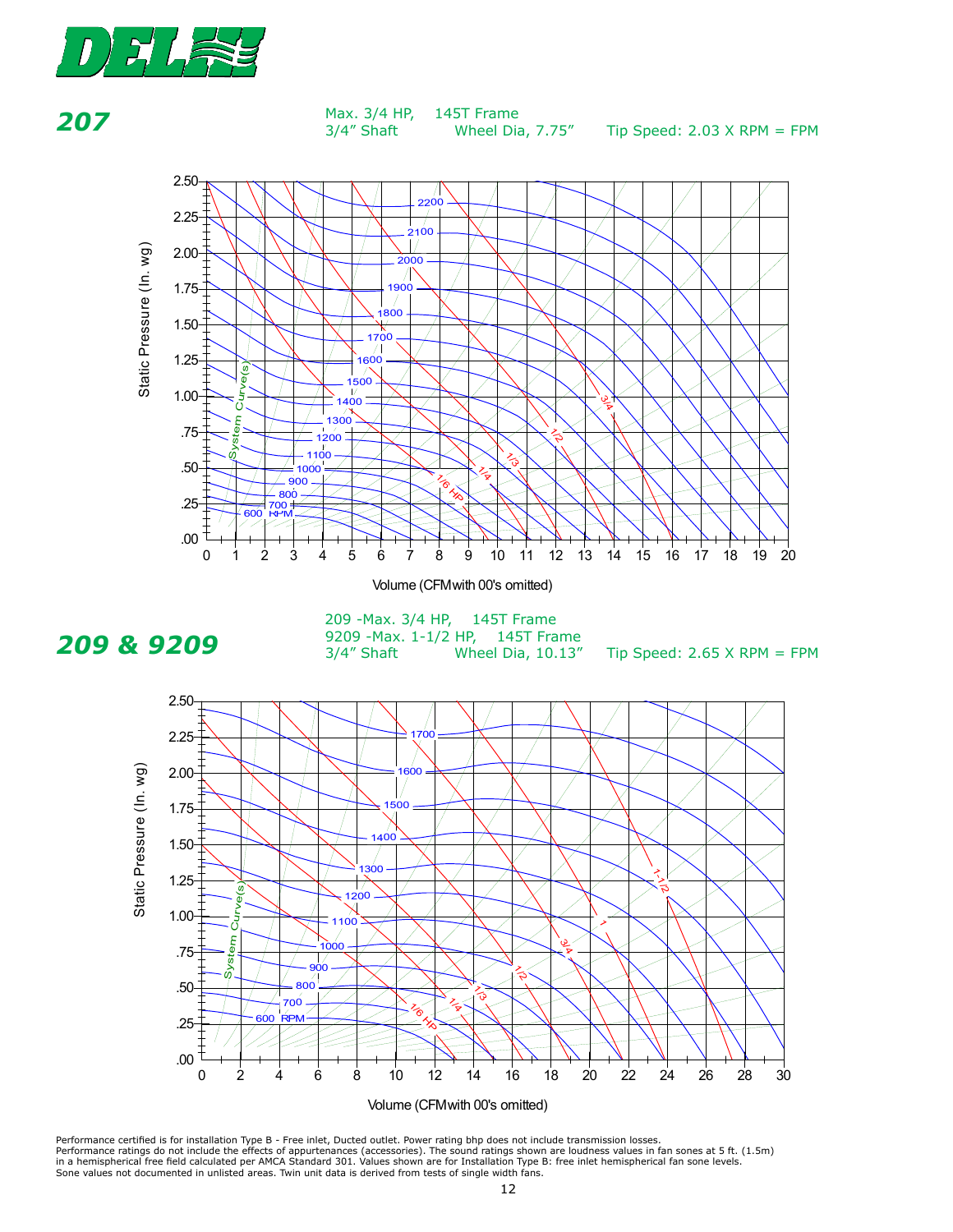DELHI

## 207

Max. 3/4 HP, 145T Frame
3/4" Shaft Wheel Dia, 7.75" Tip Speed: 2.03 X RPM = FPM

Static Pressure (In. wg)

Volume (CFM with 00's omitted)

## 209 & 9209

209 -Max. 3/4 HP, 145T Frame
9209 -Max. 1-1/2 HP, 145T Frame
3/4" Shaft Wheel Dia, 10.13" Tip Speed: 2.65 X RPM = FPM

Static Pressure (In. wg)

Volume (CFM with 00's omitted)

Performance certified is for installation Type B - Free inlet, Ducted outlet. Power rating bhp does not include transmission losses.
Performance ratings do not include the effects of appurtenances (accessories). The sound ratings shown are loudness values in fan sones at 5 ft. (1.5m) in a hemispherical free field calculated per AMCA Standard 301. Values shown are for Installation Type B: free inlet hemispherical fan sone levels.
Sone values not documented in unlisted areas. Twin unit data is derived from tests of single width fans.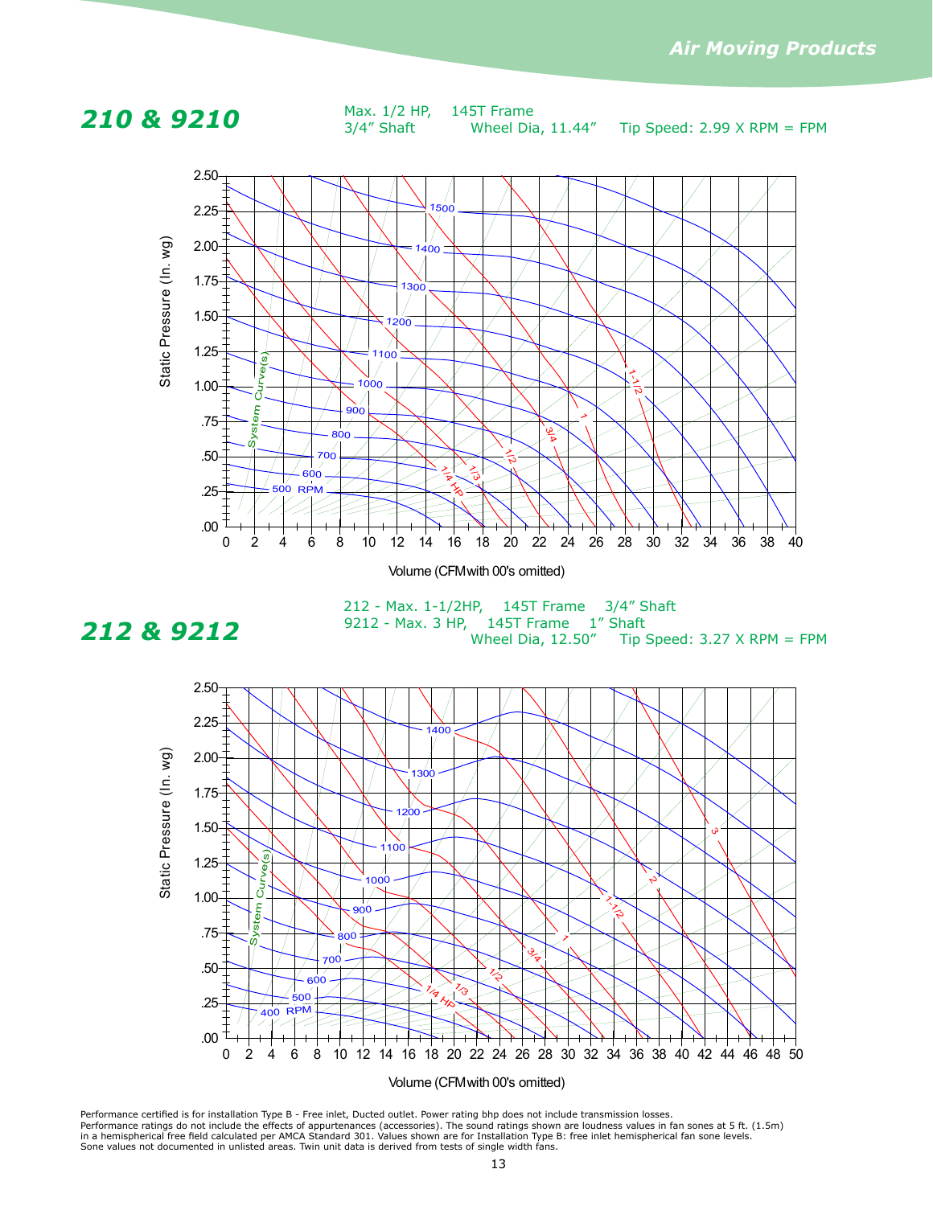## 210 & 9210

Max. 1/2 HP, 145T Frame
3/4" Shaft Wheel Dia, 11.44" Tip Speed: 2.99 X RPM = FPM

Static Pressure (In. wg)

Volume (CFM with 00's omitted)

## 212 & 9212

212 - Max. 1-1/2HP, 145T Frame 3/4" Shaft
9212 - Max. 3 HP, 145T Frame 1" Shaft
Wheel Dia, 12.50" Tip Speed: 3.27 X RPM = FPM

Static Pressure (In. wg)

Volume (CFM with 00's omitted)

Performance certified is for installation Type B - Free inlet, Ducted outlet. Power rating bhp does not include transmission losses.
Performance ratings do not include the effects of appurtenances (accessories). The sound ratings shown are loudness values in fan sones at 5 ft. (1.5m) in a hemispherical free field calculated per AMCA Standard 301. Values shown are for Installation Type B: free inlet hemispherical fan sone levels. Sone values not documented in unlisted areas. Twin unit data is derived from tests of single width fans.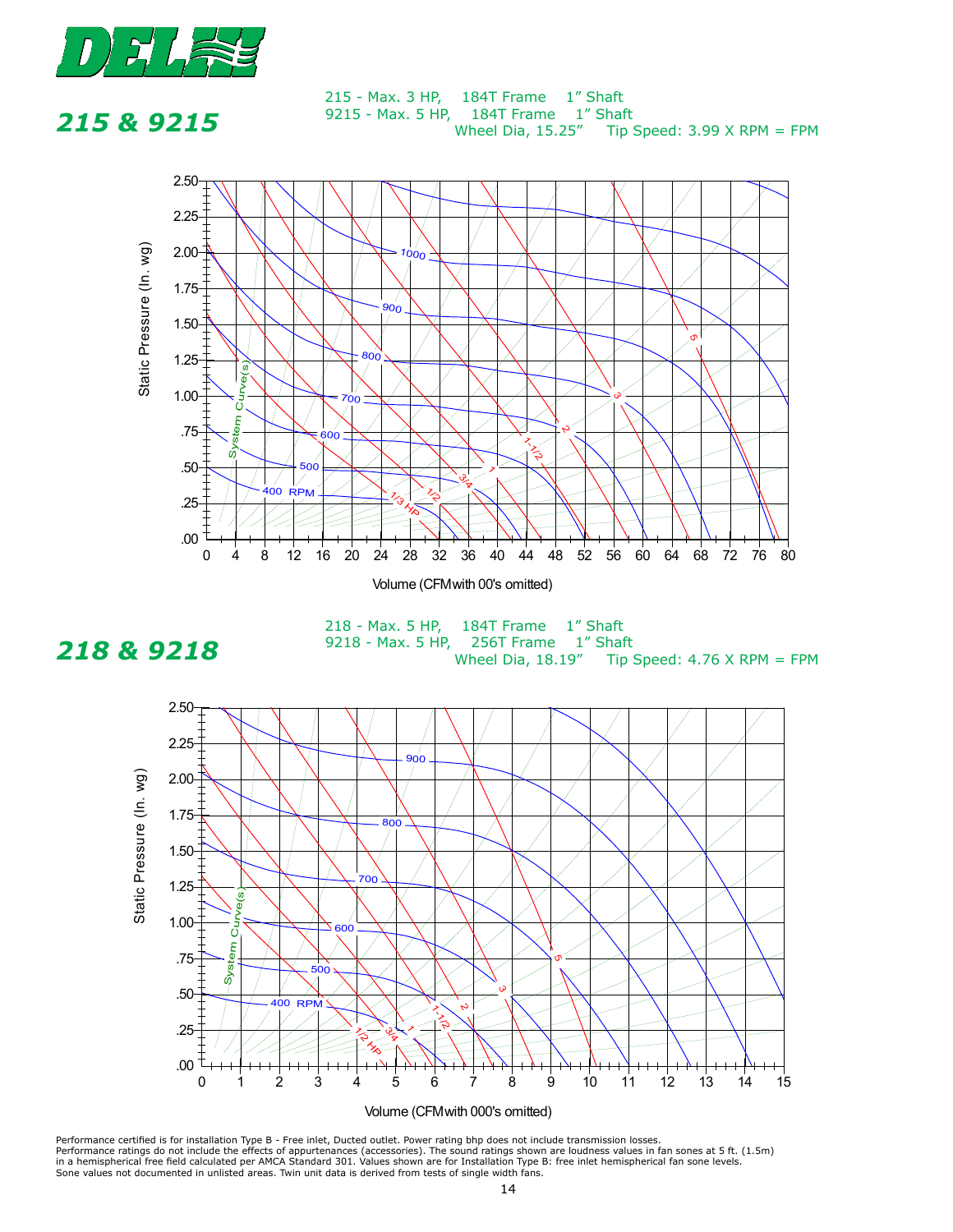# 215 & 9215

215 - Max. 3 HP, 184T Frame 1" Shaft
9215 - Max. 5 HP, 184T Frame 1" Shaft
Wheel Dia, 15.25" Tip Speed: 3.99 X RPM = FPM

# 218 & 9218

218 - Max. 5 HP, 184T Frame 1" Shaft
9218 - Max. 5 HP, 256T Frame 1" Shaft
Wheel Dia, 18.19" Tip Speed: 4.76 X RPM = FPM

Performance certified is for installation Type B - Free inlet, Ducted outlet. Power rating bhp does not include transmission losses.
Performance ratings do not include the effects of appurtenances (accessories). The sound ratings shown are loudness values in fan sones at 5 ft. (1.5m) in a hemispherical free field calculated per AMCA Standard 301. Values shown are for Installation Type B: free inlet hemispherical fan sone levels.
Sone values not documented in unlisted areas. Twin unit data is derived from tests of single width fans.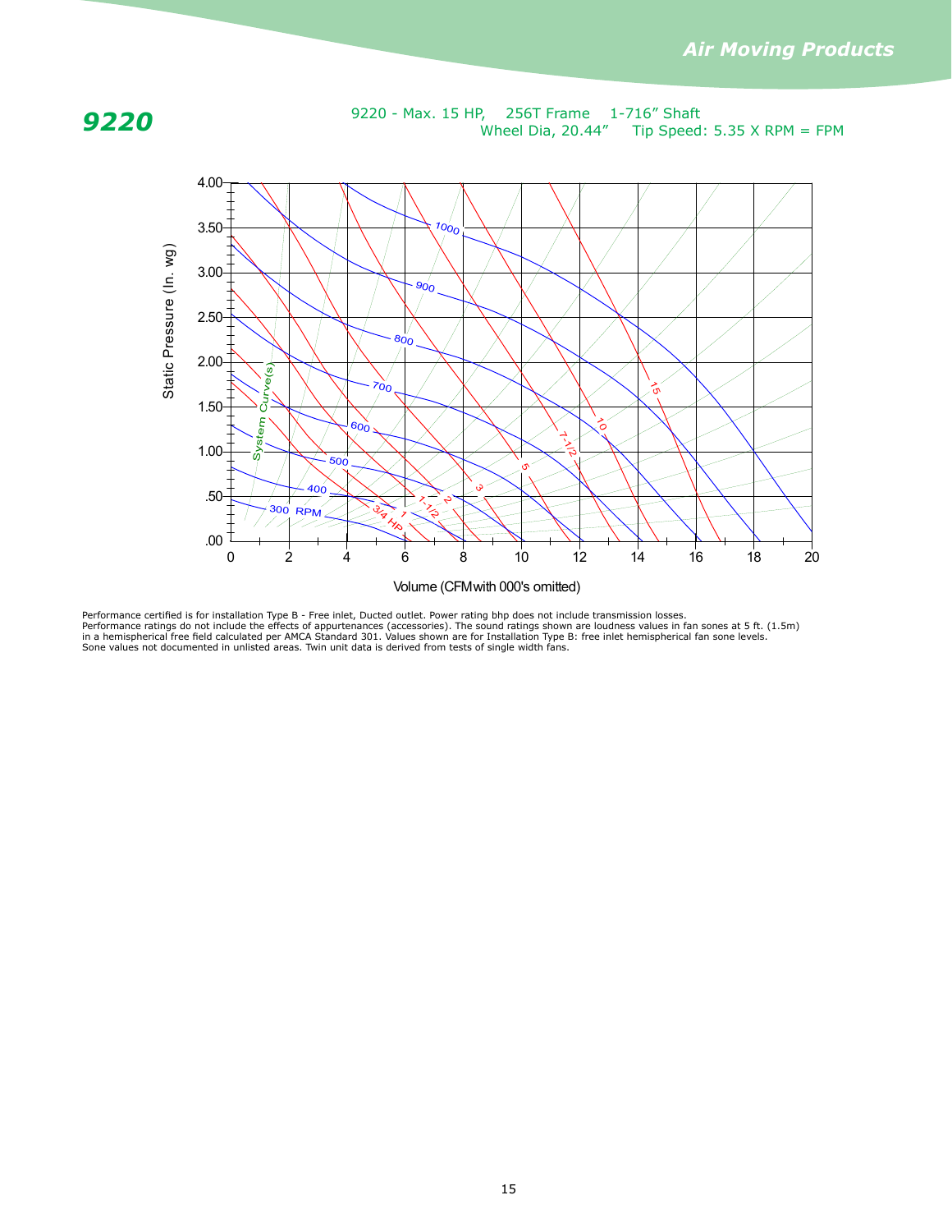# 9220

9220 - Max. 15 HP, 256T Frame 1-716" Shaft
Wheel Dia, 20.44" Tip Speed: 5.35 X RPM = FPM

Performance certified is for installation Type B - Free inlet, Ducted outlet. Power rating bhp does not include transmission losses. Performance ratings do not include the effects of appurtenances (accessories). The sound ratings shown are loudness values in fan sones at 5 ft. (1.5m) in a hemispherical free field calculated per AMCA Standard 301. Values shown are for Installation Type B: free inlet hemispherical fan sone levels. Sone values not documented in unlisted areas. Twin unit data is derived from tests of single width fans.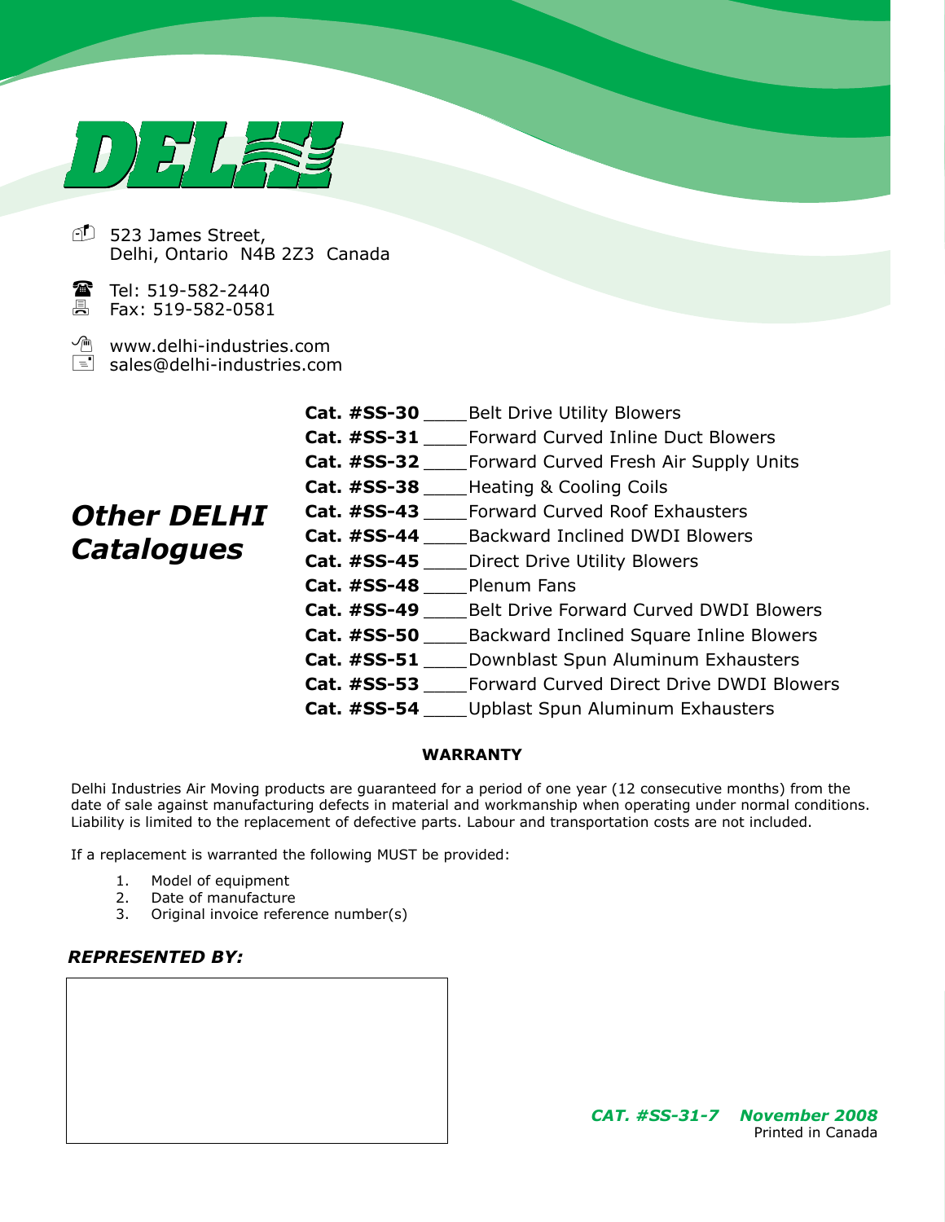DELHI

523 James Street,
Delhi, Ontario N4B 2Z3 Canada

Tel: 519-582-2440
Fax: 519-582-0581

www.delhi-industries.com
sales@delhi-industries.com

## *Other DELHI Catalogues*

**Cat. #SS-30** ____Belt Drive Utility Blowers
**Cat. #SS-31** ____Forward Curved Inline Duct Blowers
**Cat. #SS-32** ____Forward Curved Fresh Air Supply Units
**Cat. #SS-38** ____Heating & Cooling Coils
**Cat. #SS-43** ____Forward Curved Roof Exhausters
**Cat. #SS-44** ____Backward Inclined DWDI Blowers
**Cat. #SS-45** ____Direct Drive Utility Blowers
**Cat. #SS-48** ____Plenum Fans
**Cat. #SS-49** ____Belt Drive Forward Curved DWDI Blowers
**Cat. #SS-50** ____Backward Inclined Square Inline Blowers
**Cat. #SS-51** ____Downblast Spun Aluminum Exhausters
**Cat. #SS-53** ____Forward Curved Direct Drive DWDI Blowers
**Cat. #SS-54** ____Upblast Spun Aluminum Exhausters

**WARRANTY**

Delhi Industries Air Moving products are guaranteed for a period of one year (12 consecutive months) from the date of sale against manufacturing defects in material and workmanship when operating under normal conditions. Liability is limited to the replacement of defective parts. Labour and transportation costs are not included.

If a replacement is warranted the following MUST be provided:

1. Model of equipment
2. Date of manufacture
3. Original invoice reference number(s)

***REPRESENTED BY:***

***CAT. #SS-31-7 November 2008***
Printed in Canada